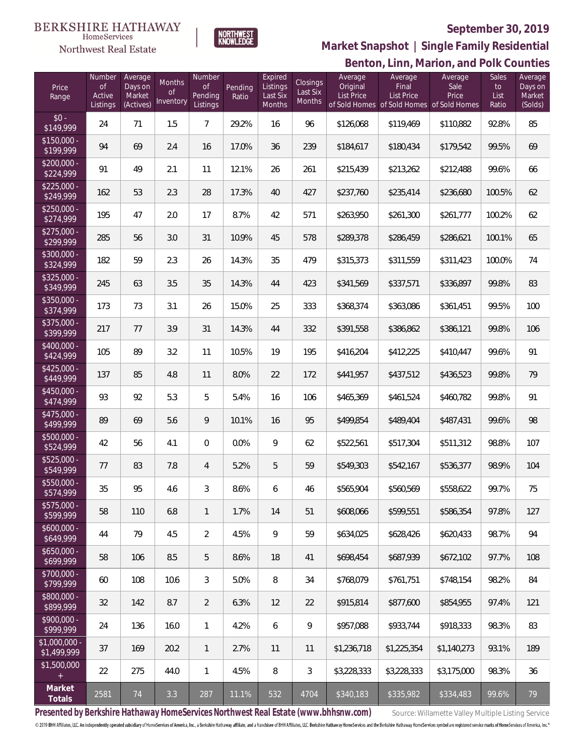BERKSHIRE HATHAWAY HomeServices Northwest Real Estate

NORTHWEST KNOWLEDGE

**September 30, 2019**

## Market Snapshot | Single Family Residential

### Benton, Linn, Marion, and Polk Counties

| Price Range | Number of Active Listings | Average Days on Market (Actives) | Months of Inventory | Number of Pending Listings | Pending Ratio | Expired Listings Last Six Months | Closings Last Six Months | Average Original List Price of Sold Homes | Average Final List Price of Sold Homes | Average Sale Price of Sold Homes | Sales to List Ratio | Average Days on Market (Solds) |
|---|---|---|---|---|---|---|---|---|---|---|---|---|
| $0 - $149,999 | 24 | 71 | 1.5 | 7 | 29.2% | 16 | 96 | $126,068 | $119,469 | $110,882 | 92.8% | 85 |
| $150,000 - $199,999 | 94 | 69 | 2.4 | 16 | 17.0% | 36 | 239 | $184,617 | $180,434 | $179,542 | 99.5% | 69 |
| $200,000 - $224,999 | 91 | 49 | 2.1 | 11 | 12.1% | 26 | 261 | $215,439 | $213,262 | $212,488 | 99.6% | 66 |
| $225,000 - $249,999 | 162 | 53 | 2.3 | 28 | 17.3% | 40 | 427 | $237,760 | $235,414 | $236,680 | 100.5% | 62 |
| $250,000 - $274,999 | 195 | 47 | 2.0 | 17 | 8.7% | 42 | 571 | $263,950 | $261,300 | $261,777 | 100.2% | 62 |
| $275,000 - $299,999 | 285 | 56 | 3.0 | 31 | 10.9% | 45 | 578 | $289,378 | $286,459 | $286,621 | 100.1% | 65 |
| $300,000 - $324,999 | 182 | 59 | 2.3 | 26 | 14.3% | 35 | 479 | $315,373 | $311,559 | $311,423 | 100.0% | 74 |
| $325,000 - $349,999 | 245 | 63 | 3.5 | 35 | 14.3% | 44 | 423 | $341,569 | $337,571 | $336,897 | 99.8% | 83 |
| $350,000 - $374,999 | 173 | 73 | 3.1 | 26 | 15.0% | 25 | 333 | $368,374 | $363,086 | $361,451 | 99.5% | 100 |
| $375,000 - $399,999 | 217 | 77 | 3.9 | 31 | 14.3% | 44 | 332 | $391,558 | $386,862 | $386,121 | 99.8% | 106 |
| $400,000 - $424,999 | 105 | 89 | 3.2 | 11 | 10.5% | 19 | 195 | $416,204 | $412,225 | $410,447 | 99.6% | 91 |
| $425,000 - $449,999 | 137 | 85 | 4.8 | 11 | 8.0% | 22 | 172 | $441,957 | $437,512 | $436,523 | 99.8% | 79 |
| $450,000 - $474,999 | 93 | 92 | 5.3 | 5 | 5.4% | 16 | 106 | $465,369 | $461,524 | $460,782 | 99.8% | 91 |
| $475,000 - $499,999 | 89 | 69 | 5.6 | 9 | 10.1% | 16 | 95 | $499,854 | $489,404 | $487,431 | 99.6% | 98 |
| $500,000 - $524,999 | 42 | 56 | 4.1 | 0 | 0.0% | 9 | 62 | $522,561 | $517,304 | $511,312 | 98.8% | 107 |
| $525,000 - $549,999 | 77 | 83 | 7.8 | 4 | 5.2% | 5 | 59 | $549,303 | $542,167 | $536,377 | 98.9% | 104 |
| $550,000 - $574,999 | 35 | 95 | 4.6 | 3 | 8.6% | 6 | 46 | $565,904 | $560,569 | $558,622 | 99.7% | 75 |
| $575,000 - $599,999 | 58 | 110 | 6.8 | 1 | 1.7% | 14 | 51 | $608,066 | $599,551 | $586,354 | 97.8% | 127 |
| $600,000 - $649,999 | 44 | 79 | 4.5 | 2 | 4.5% | 9 | 59 | $634,025 | $628,426 | $620,433 | 98.7% | 94 |
| $650,000 - $699,999 | 58 | 106 | 8.5 | 5 | 8.6% | 18 | 41 | $698,454 | $687,939 | $672,102 | 97.7% | 108 |
| $700,000 - $799,999 | 60 | 108 | 10.6 | 3 | 5.0% | 8 | 34 | $768,079 | $761,751 | $748,154 | 98.2% | 84 |
| $800,000 - $899,999 | 32 | 142 | 8.7 | 2 | 6.3% | 12 | 22 | $915,814 | $877,600 | $854,955 | 97.4% | 121 |
| $900,000 - $999,999 | 24 | 136 | 16.0 | 1 | 4.2% | 6 | 9 | $957,088 | $933,744 | $918,333 | 98.3% | 83 |
| $1,000,000 - $1,499,999 | 37 | 169 | 20.2 | 1 | 2.7% | 11 | 11 | $1,236,718 | $1,225,354 | $1,140,273 | 93.1% | 189 |
| $1,500,000 + | 22 | 275 | 44.0 | 1 | 4.5% | 8 | 3 | $3,228,333 | $3,228,333 | $3,175,000 | 98.3% | 36 |
| **Market Totals** | 2581 | 74 | 3.3 | 287 | 11.1% | 532 | 4704 | $340,183 | $335,982 | $334,483 | 99.6% | 79 |

**Presented by Berkshire Hathaway HomeServices Northwest Real Estate (www.bhhsnw.com)**

Source: Willamette Valley Multiple Listing Service

© 2019 BHH Affiliates, LLC. An independently operated subsidiary of HomeServices of America, Inc., a Berkshire Hathaway affiliate, and a franchisee of BHH Affiliates, LLC. Berkshire Hathaway HomeServices and the Berkshire Hathaway HomeServices symbol are registered service marks of HomeServices of America, Inc.®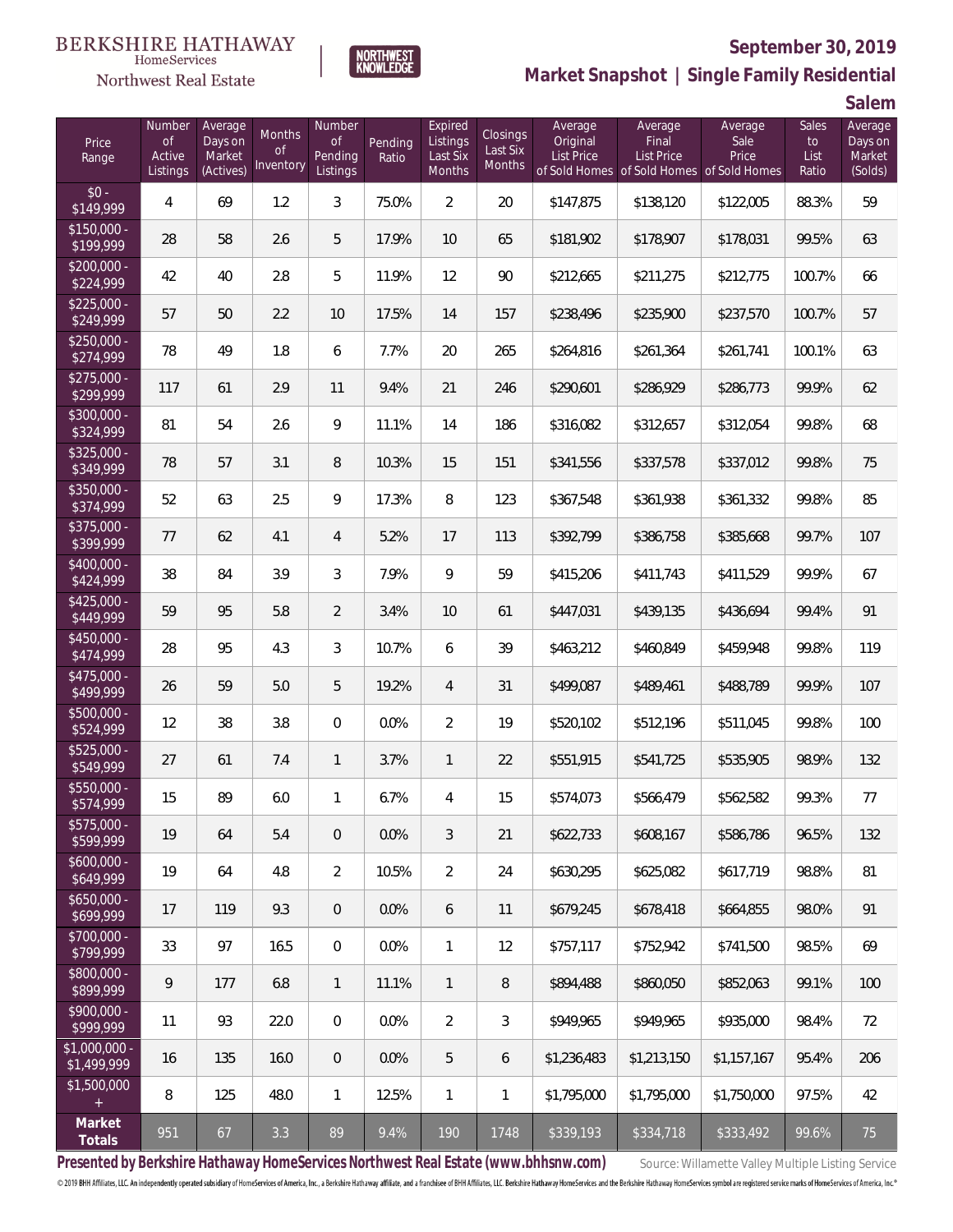BERKSHIRE HATHAWAY HomeServices Northwest Real Estate

NORTHWEST KNOWLEDGE

# September 30, 2019

## Market Snapshot | Single Family Residential

### Salem

| Price Range | Number of Active Listings | Average Days on Market (Actives) | Months of Inventory | Number of Pending Listings | Pending Ratio | Expired Listings Last Six Months | Closings Last Six Months | Average Original List Price of Sold Homes | Average Final List Price of Sold Homes | Average Sale Price of Sold Homes | Sales to List Ratio | Average Days on Market (Solds) |
|---|---|---|---|---|---|---|---|---|---|---|---|---|
| $0 - $149,999 | 4 | 69 | 1.2 | 3 | 75.0% | 2 | 20 | $147,875 | $138,120 | $122,005 | 88.3% | 59 |
| $150,000 - $199,999 | 28 | 58 | 2.6 | 5 | 17.9% | 10 | 65 | $181,902 | $178,907 | $178,031 | 99.5% | 63 |
| $200,000 - $224,999 | 42 | 40 | 2.8 | 5 | 11.9% | 12 | 90 | $212,665 | $211,275 | $212,775 | 100.7% | 66 |
| $225,000 - $249,999 | 57 | 50 | 2.2 | 10 | 17.5% | 14 | 157 | $238,496 | $235,900 | $237,570 | 100.7% | 57 |
| $250,000 - $274,999 | 78 | 49 | 1.8 | 6 | 7.7% | 20 | 265 | $264,816 | $261,364 | $261,741 | 100.1% | 63 |
| $275,000 - $299,999 | 117 | 61 | 2.9 | 11 | 9.4% | 21 | 246 | $290,601 | $286,929 | $286,773 | 99.9% | 62 |
| $300,000 - $324,999 | 81 | 54 | 2.6 | 9 | 11.1% | 14 | 186 | $316,082 | $312,657 | $312,054 | 99.8% | 68 |
| $325,000 - $349,999 | 78 | 57 | 3.1 | 8 | 10.3% | 15 | 151 | $341,556 | $337,578 | $337,012 | 99.8% | 75 |
| $350,000 - $374,999 | 52 | 63 | 2.5 | 9 | 17.3% | 8 | 123 | $367,548 | $361,938 | $361,332 | 99.8% | 85 |
| $375,000 - $399,999 | 77 | 62 | 4.1 | 4 | 5.2% | 17 | 113 | $392,799 | $386,758 | $385,668 | 99.7% | 107 |
| $400,000 - $424,999 | 38 | 84 | 3.9 | 3 | 7.9% | 9 | 59 | $415,206 | $411,743 | $411,529 | 99.9% | 67 |
| $425,000 - $449,999 | 59 | 95 | 5.8 | 2 | 3.4% | 10 | 61 | $447,031 | $439,135 | $436,694 | 99.4% | 91 |
| $450,000 - $474,999 | 28 | 95 | 4.3 | 3 | 10.7% | 6 | 39 | $463,212 | $460,849 | $459,948 | 99.8% | 119 |
| $475,000 - $499,999 | 26 | 59 | 5.0 | 5 | 19.2% | 4 | 31 | $499,087 | $489,461 | $488,789 | 99.9% | 107 |
| $500,000 - $524,999 | 12 | 38 | 3.8 | 0 | 0.0% | 2 | 19 | $520,102 | $512,196 | $511,045 | 99.8% | 100 |
| $525,000 - $549,999 | 27 | 61 | 7.4 | 1 | 3.7% | 1 | 22 | $551,915 | $541,725 | $535,905 | 98.9% | 132 |
| $550,000 - $574,999 | 15 | 89 | 6.0 | 1 | 6.7% | 4 | 15 | $574,073 | $566,479 | $562,582 | 99.3% | 77 |
| $575,000 - $599,999 | 19 | 64 | 5.4 | 0 | 0.0% | 3 | 21 | $622,733 | $608,167 | $586,786 | 96.5% | 132 |
| $600,000 - $649,999 | 19 | 64 | 4.8 | 2 | 10.5% | 2 | 24 | $630,295 | $625,082 | $617,719 | 98.8% | 81 |
| $650,000 - $699,999 | 17 | 119 | 9.3 | 0 | 0.0% | 6 | 11 | $679,245 | $678,418 | $664,855 | 98.0% | 91 |
| $700,000 - $799,999 | 33 | 97 | 16.5 | 0 | 0.0% | 1 | 12 | $757,117 | $752,942 | $741,500 | 98.5% | 69 |
| $800,000 - $899,999 | 9 | 177 | 6.8 | 1 | 11.1% | 1 | 8 | $894,488 | $860,050 | $852,063 | 99.1% | 100 |
| $900,000 - $999,999 | 11 | 93 | 22.0 | 0 | 0.0% | 2 | 3 | $949,965 | $949,965 | $935,000 | 98.4% | 72 |
| $1,000,000 - $1,499,999 | 16 | 135 | 16.0 | 0 | 0.0% | 5 | 6 | $1,236,483 | $1,213,150 | $1,157,167 | 95.4% | 206 |
| $1,500,000 + | 8 | 125 | 48.0 | 1 | 12.5% | 1 | 1 | $1,795,000 | $1,795,000 | $1,750,000 | 97.5% | 42 |
| **Market Totals** | 951 | 67 | 3.3 | 89 | 9.4% | 190 | 1748 | $339,193 | $334,718 | $333,492 | 99.6% | 75 |

**Presented by Berkshire Hathaway HomeServices Northwest Real Estate (www.bhhsnw.com)**

Source: Willamette Valley Multiple Listing Service

© 2019 BHH Affiliates, LLC. An independently operated subsidiary of HomeServices of America, Inc., a Berkshire Hathaway affiliate, and a franchisee of BHH Affiliates, LLC. Berkshire Hathaway HomeServices and the Berkshire Hathaway HomeServices symbol are registered service marks of HomeServices of America, Inc.®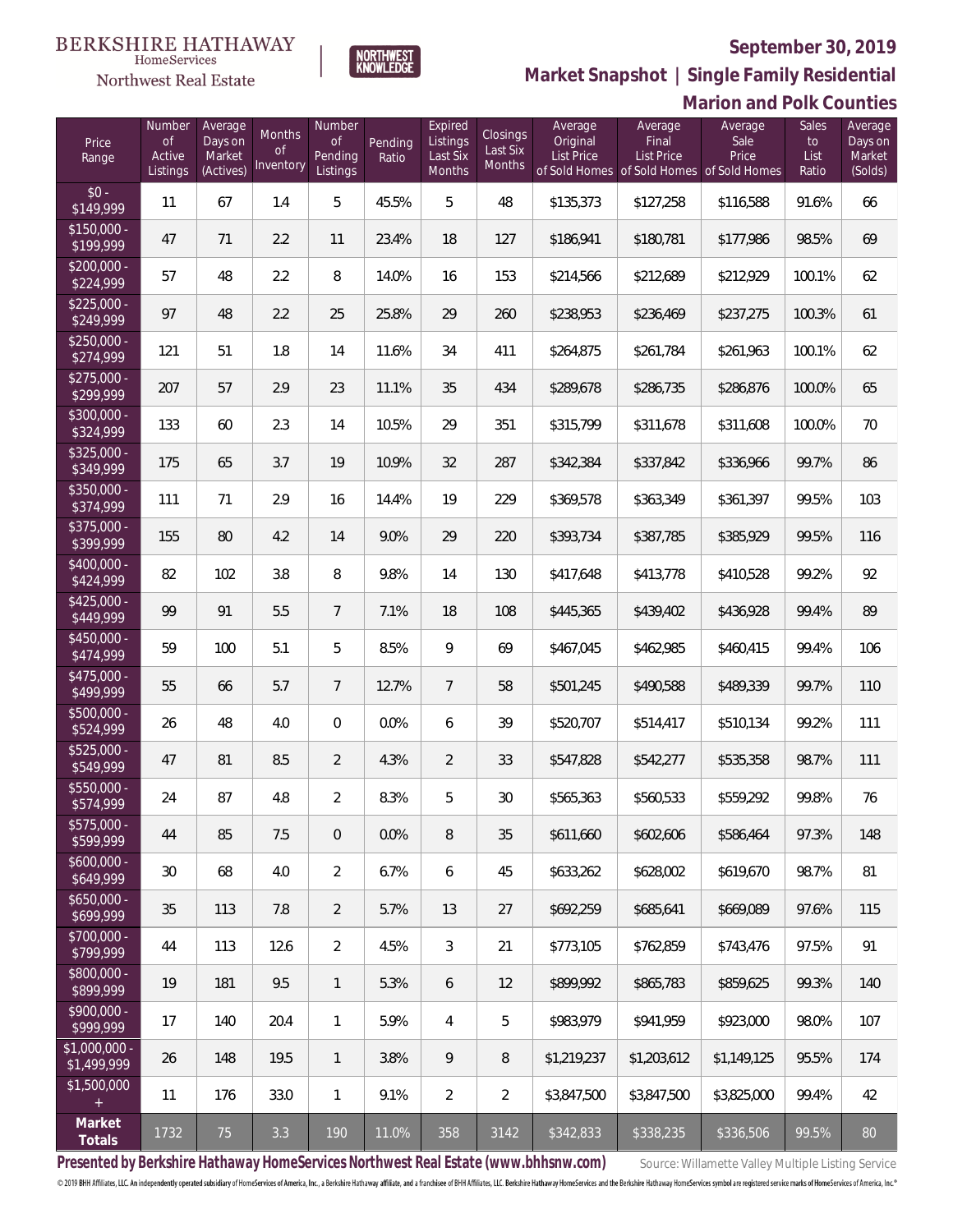BERKSHIRE HATHAWAY HomeServices Northwest Real Estate

NORTHWEST KNOWLEDGE

**September 30, 2019**

**Market Snapshot | Single Family Residential**

**Marion and Polk Counties**

| Price Range | Number of Active Listings | Average Days on Market (Actives) | Months of Inventory | Number of Pending Listings | Pending Ratio | Expired Listings Last Six Months | Closings Last Six Months | Average Original List Price of Sold Homes | Average Final List Price of Sold Homes | Average Sale Price of Sold Homes | Sales to List Ratio | Average Days on Market (Solds) |
|---|---|---|---|---|---|---|---|---|---|---|---|---|
| $0 - $149,999 | 11 | 67 | 1.4 | 5 | 45.5% | 5 | 48 | $135,373 | $127,258 | $116,588 | 91.6% | 66 |
| $150,000 - $199,999 | 47 | 71 | 2.2 | 11 | 23.4% | 18 | 127 | $186,941 | $180,781 | $177,986 | 98.5% | 69 |
| $200,000 - $224,999 | 57 | 48 | 2.2 | 8 | 14.0% | 16 | 153 | $214,566 | $212,689 | $212,929 | 100.1% | 62 |
| $225,000 - $249,999 | 97 | 48 | 2.2 | 25 | 25.8% | 29 | 260 | $238,953 | $236,469 | $237,275 | 100.3% | 61 |
| $250,000 - $274,999 | 121 | 51 | 1.8 | 14 | 11.6% | 34 | 411 | $264,875 | $261,784 | $261,963 | 100.1% | 62 |
| $275,000 - $299,999 | 207 | 57 | 2.9 | 23 | 11.1% | 35 | 434 | $289,678 | $286,735 | $286,876 | 100.0% | 65 |
| $300,000 - $324,999 | 133 | 60 | 2.3 | 14 | 10.5% | 29 | 351 | $315,799 | $311,678 | $311,608 | 100.0% | 70 |
| $325,000 - $349,999 | 175 | 65 | 3.7 | 19 | 10.9% | 32 | 287 | $342,384 | $337,842 | $336,966 | 99.7% | 86 |
| $350,000 - $374,999 | 111 | 71 | 2.9 | 16 | 14.4% | 19 | 229 | $369,578 | $363,349 | $361,397 | 99.5% | 103 |
| $375,000 - $399,999 | 155 | 80 | 4.2 | 14 | 9.0% | 29 | 220 | $393,734 | $387,785 | $385,929 | 99.5% | 116 |
| $400,000 - $424,999 | 82 | 102 | 3.8 | 8 | 9.8% | 14 | 130 | $417,648 | $413,778 | $410,528 | 99.2% | 92 |
| $425,000 - $449,999 | 99 | 91 | 5.5 | 7 | 7.1% | 18 | 108 | $445,365 | $439,402 | $436,928 | 99.4% | 89 |
| $450,000 - $474,999 | 59 | 100 | 5.1 | 5 | 8.5% | 9 | 69 | $467,045 | $462,985 | $460,415 | 99.4% | 106 |
| $475,000 - $499,999 | 55 | 66 | 5.7 | 7 | 12.7% | 7 | 58 | $501,245 | $490,588 | $489,339 | 99.7% | 110 |
| $500,000 - $524,999 | 26 | 48 | 4.0 | 0 | 0.0% | 6 | 39 | $520,707 | $514,417 | $510,134 | 99.2% | 111 |
| $525,000 - $549,999 | 47 | 81 | 8.5 | 2 | 4.3% | 2 | 33 | $547,828 | $542,277 | $535,358 | 98.7% | 111 |
| $550,000 - $574,999 | 24 | 87 | 4.8 | 2 | 8.3% | 5 | 30 | $565,363 | $560,533 | $559,292 | 99.8% | 76 |
| $575,000 - $599,999 | 44 | 85 | 7.5 | 0 | 0.0% | 8 | 35 | $611,660 | $602,606 | $586,464 | 97.3% | 148 |
| $600,000 - $649,999 | 30 | 68 | 4.0 | 2 | 6.7% | 6 | 45 | $633,262 | $628,002 | $619,670 | 98.7% | 81 |
| $650,000 - $699,999 | 35 | 113 | 7.8 | 2 | 5.7% | 13 | 27 | $692,259 | $685,641 | $669,089 | 97.6% | 115 |
| $700,000 - $799,999 | 44 | 113 | 12.6 | 2 | 4.5% | 3 | 21 | $773,105 | $762,859 | $743,476 | 97.5% | 91 |
| $800,000 - $899,999 | 19 | 181 | 9.5 | 1 | 5.3% | 6 | 12 | $899,992 | $865,783 | $859,625 | 99.3% | 140 |
| $900,000 - $999,999 | 17 | 140 | 20.4 | 1 | 5.9% | 4 | 5 | $983,979 | $941,959 | $923,000 | 98.0% | 107 |
| $1,000,000 - $1,499,999 | 26 | 148 | 19.5 | 1 | 3.8% | 9 | 8 | $1,219,237 | $1,203,612 | $1,149,125 | 95.5% | 174 |
| $1,500,000 + | 11 | 176 | 33.0 | 1 | 9.1% | 2 | 2 | $3,847,500 | $3,847,500 | $3,825,000 | 99.4% | 42 |
| **Market Totals** | 1732 | 75 | 3.3 | 190 | 11.0% | 358 | 3142 | $342,833 | $338,235 | $336,506 | 99.5% | 80 |

**Presented by Berkshire Hathaway HomeServices Northwest Real Estate (www.bhhsnw.com)**

Source: Willamette Valley Multiple Listing Service

© 2019 BHH Affiliates, LLC. An independently operated subsidiary of HomeServices of America, Inc., a Berkshire Hathaway affiliate, and a franchisee of BHH Affiliates, LLC. Berkshire Hathaway HomeServices and the Berkshire Hathaway HomeServices symbol are registered service marks of HomeServices of America, Inc.®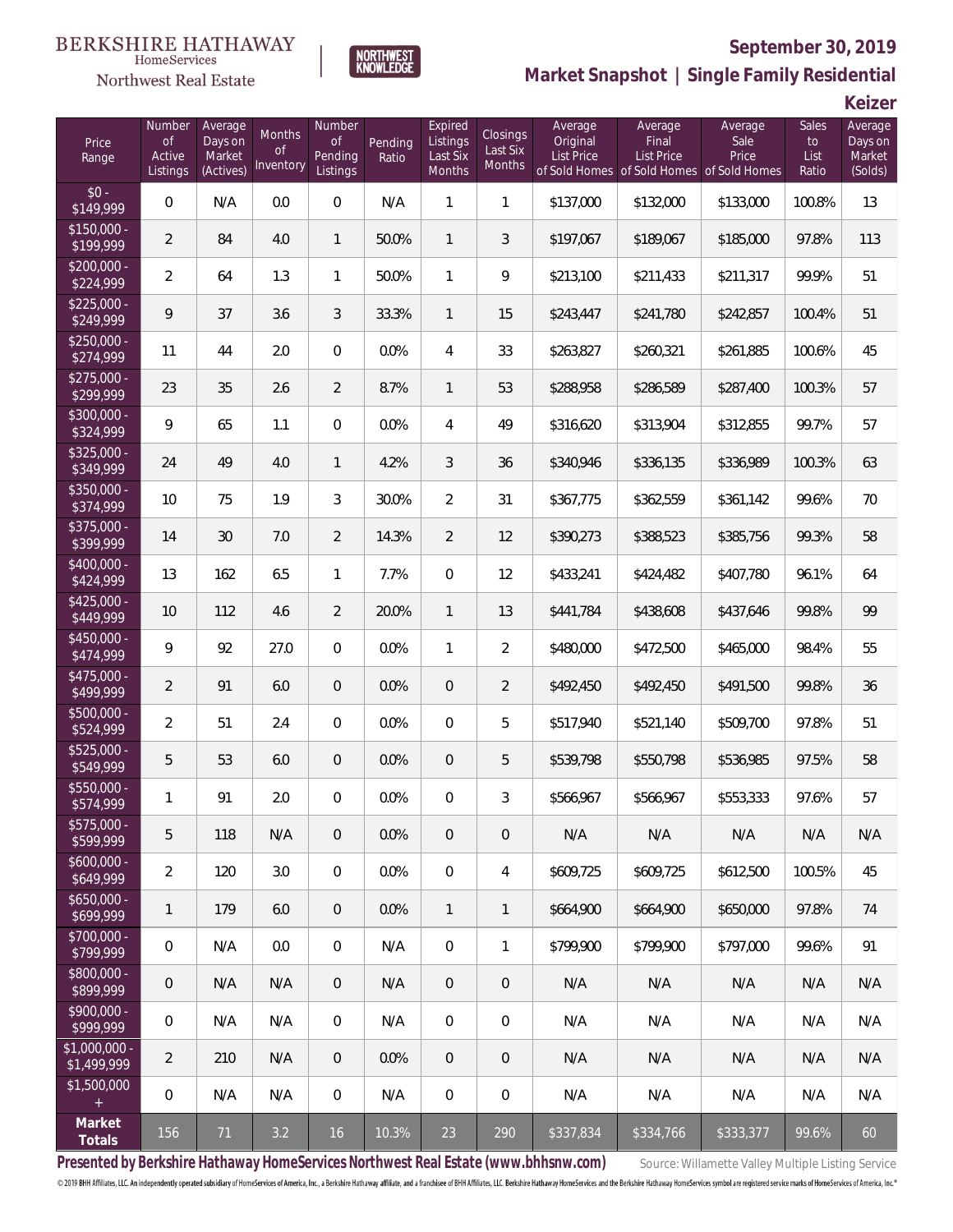BERKSHIRE HATHAWAY HomeServices Northwest Real Estate

NORTHWEST KNOWLEDGE

**September 30, 2019**

**Market Snapshot | Single Family Residential**

**Keizer**

| Price Range | Number of Active Listings | Average Days on Market (Actives) | Months of Inventory | Number of Pending Listings | Pending Ratio | Expired Listings Last Six Months | Closings Last Six Months | Average Original List Price of Sold Homes | Average Final List Price of Sold Homes | Average Sale Price of Sold Homes | Sales to List Ratio | Average Days on Market (Solds) |
|---|---|---|---|---|---|---|---|---|---|---|---|---|
| $0 - $149,999 | 0 | N/A | 0.0 | 0 | N/A | 1 | 1 | $137,000 | $132,000 | $133,000 | 100.8% | 13 |
| $150,000 - $199,999 | 2 | 84 | 4.0 | 1 | 50.0% | 1 | 3 | $197,067 | $189,067 | $185,000 | 97.8% | 113 |
| $200,000 - $224,999 | 2 | 64 | 1.3 | 1 | 50.0% | 1 | 9 | $213,100 | $211,433 | $211,317 | 99.9% | 51 |
| $225,000 - $249,999 | 9 | 37 | 3.6 | 3 | 33.3% | 1 | 15 | $243,447 | $241,780 | $242,857 | 100.4% | 51 |
| $250,000 - $274,999 | 11 | 44 | 2.0 | 0 | 0.0% | 4 | 33 | $263,827 | $260,321 | $261,885 | 100.6% | 45 |
| $275,000 - $299,999 | 23 | 35 | 2.6 | 2 | 8.7% | 1 | 53 | $288,958 | $286,589 | $287,400 | 100.3% | 57 |
| $300,000 - $324,999 | 9 | 65 | 1.1 | 0 | 0.0% | 4 | 49 | $316,620 | $313,904 | $312,855 | 99.7% | 57 |
| $325,000 - $349,999 | 24 | 49 | 4.0 | 1 | 4.2% | 3 | 36 | $340,946 | $336,135 | $336,989 | 100.3% | 63 |
| $350,000 - $374,999 | 10 | 75 | 1.9 | 3 | 30.0% | 2 | 31 | $367,775 | $362,559 | $361,142 | 99.6% | 70 |
| $375,000 - $399,999 | 14 | 30 | 7.0 | 2 | 14.3% | 2 | 12 | $390,273 | $388,523 | $385,756 | 99.3% | 58 |
| $400,000 - $424,999 | 13 | 162 | 6.5 | 1 | 7.7% | 0 | 12 | $433,241 | $424,482 | $407,780 | 96.1% | 64 |
| $425,000 - $449,999 | 10 | 112 | 4.6 | 2 | 20.0% | 1 | 13 | $441,784 | $438,608 | $437,646 | 99.8% | 99 |
| $450,000 - $474,999 | 9 | 92 | 27.0 | 0 | 0.0% | 1 | 2 | $480,000 | $472,500 | $465,000 | 98.4% | 55 |
| $475,000 - $499,999 | 2 | 91 | 6.0 | 0 | 0.0% | 0 | 2 | $492,450 | $492,450 | $491,500 | 99.8% | 36 |
| $500,000 - $524,999 | 2 | 51 | 2.4 | 0 | 0.0% | 0 | 5 | $517,940 | $521,140 | $509,700 | 97.8% | 51 |
| $525,000 - $549,999 | 5 | 53 | 6.0 | 0 | 0.0% | 0 | 5 | $539,798 | $550,798 | $536,985 | 97.5% | 58 |
| $550,000 - $574,999 | 1 | 91 | 2.0 | 0 | 0.0% | 0 | 3 | $566,967 | $566,967 | $553,333 | 97.6% | 57 |
| $575,000 - $599,999 | 5 | 118 | N/A | 0 | 0.0% | 0 | 0 | N/A | N/A | N/A | N/A | N/A |
| $600,000 - $649,999 | 2 | 120 | 3.0 | 0 | 0.0% | 0 | 4 | $609,725 | $609,725 | $612,500 | 100.5% | 45 |
| $650,000 - $699,999 | 1 | 179 | 6.0 | 0 | 0.0% | 1 | 1 | $664,900 | $664,900 | $650,000 | 97.8% | 74 |
| $700,000 - $799,999 | 0 | N/A | 0.0 | 0 | N/A | 0 | 1 | $799,900 | $799,900 | $797,000 | 99.6% | 91 |
| $800,000 - $899,999 | 0 | N/A | N/A | 0 | N/A | 0 | 0 | N/A | N/A | N/A | N/A | N/A |
| $900,000 - $999,999 | 0 | N/A | N/A | 0 | N/A | 0 | 0 | N/A | N/A | N/A | N/A | N/A |
| $1,000,000 - $1,499,999 | 2 | 210 | N/A | 0 | 0.0% | 0 | 0 | N/A | N/A | N/A | N/A | N/A |
| $1,500,000 + | 0 | N/A | N/A | 0 | N/A | 0 | 0 | N/A | N/A | N/A | N/A | N/A |
| **Market Totals** | 156 | 71 | 3.2 | 16 | 10.3% | 23 | 290 | $337,834 | $334,766 | $333,377 | 99.6% | 60 |

**Presented by Berkshire Hathaway HomeServices Northwest Real Estate (www.bhhsnw.com)**

Source: Willamette Valley Multiple Listing Service

© 2019 BHH Affiliates, LLC. An independently operated subsidiary of HomeServices of America, Inc., a Berkshire Hathaway affiliate, and a franchisee of BHH Affiliates, LLC. Berkshire Hathaway HomeServices and the Berkshire Hathaway HomeServices symbol are registered service marks of HomeServices of America, Inc.®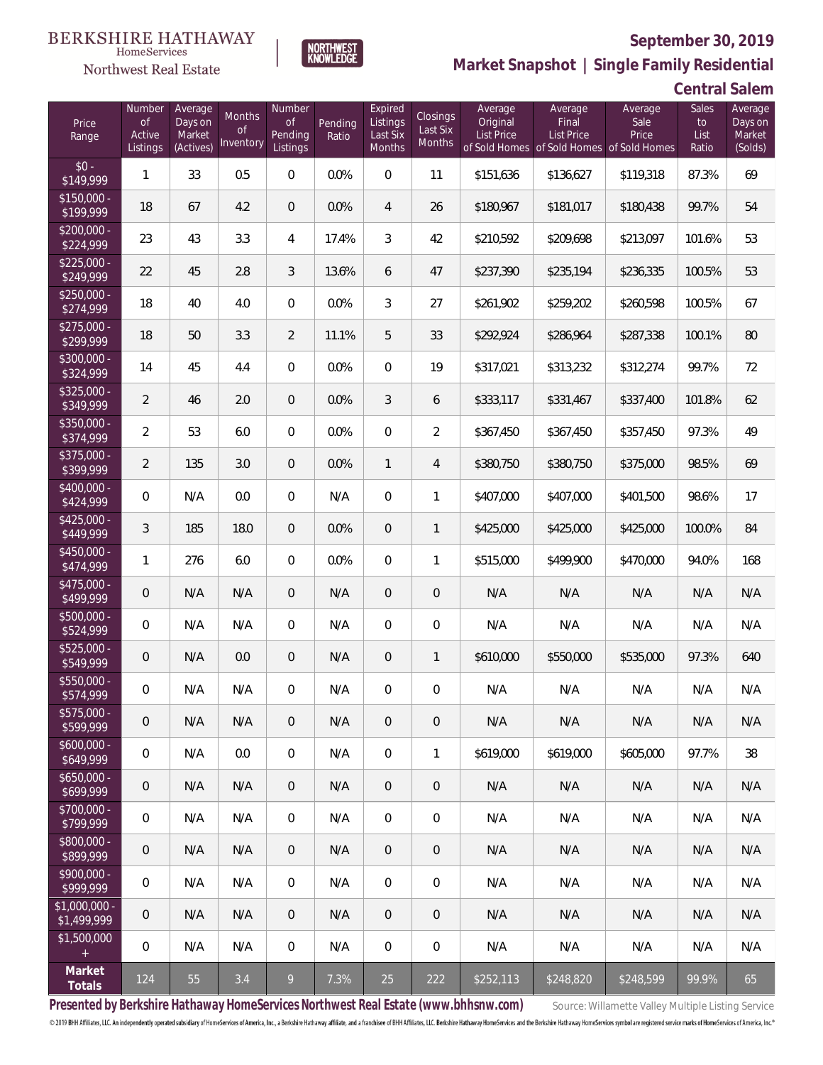BERKSHIRE HATHAWAY HomeServices

Northwest Real Estate

NORTHWEST KNOWLEDGE

**September 30, 2019**

**Market Snapshot | Single Family Residential**

**Central Salem**

| Price Range | Number of Active Listings | Average Days on Market (Actives) | Months of Inventory | Number of Pending Listings | Pending Ratio | Expired Listings Last Six Months | Closings Last Six Months | Average Original List Price of Sold Homes | Average Final List Price of Sold Homes | Average Sale Price of Sold Homes | Sales to List Ratio | Average Days on Market (Solds) |
|---|---|---|---|---|---|---|---|---|---|---|---|---|
| $0 - $149,999 | 1 | 33 | 0.5 | 0 | 0.0% | 0 | 11 | $151,636 | $136,627 | $119,318 | 87.3% | 69 |
| $150,000 - $199,999 | 18 | 67 | 4.2 | 0 | 0.0% | 4 | 26 | $180,967 | $181,017 | $180,438 | 99.7% | 54 |
| $200,000 - $224,999 | 23 | 43 | 3.3 | 4 | 17.4% | 3 | 42 | $210,592 | $209,698 | $213,097 | 101.6% | 53 |
| $225,000 - $249,999 | 22 | 45 | 2.8 | 3 | 13.6% | 6 | 47 | $237,390 | $235,194 | $236,335 | 100.5% | 53 |
| $250,000 - $274,999 | 18 | 40 | 4.0 | 0 | 0.0% | 3 | 27 | $261,902 | $259,202 | $260,598 | 100.5% | 67 |
| $275,000 - $299,999 | 18 | 50 | 3.3 | 2 | 11.1% | 5 | 33 | $292,924 | $286,964 | $287,338 | 100.1% | 80 |
| $300,000 - $324,999 | 14 | 45 | 4.4 | 0 | 0.0% | 0 | 19 | $317,021 | $313,232 | $312,274 | 99.7% | 72 |
| $325,000 - $349,999 | 2 | 46 | 2.0 | 0 | 0.0% | 3 | 6 | $333,117 | $331,467 | $337,400 | 101.8% | 62 |
| $350,000 - $374,999 | 2 | 53 | 6.0 | 0 | 0.0% | 0 | 2 | $367,450 | $367,450 | $357,450 | 97.3% | 49 |
| $375,000 - $399,999 | 2 | 135 | 3.0 | 0 | 0.0% | 1 | 4 | $380,750 | $380,750 | $375,000 | 98.5% | 69 |
| $400,000 - $424,999 | 0 | N/A | 0.0 | 0 | N/A | 0 | 1 | $407,000 | $407,000 | $401,500 | 98.6% | 17 |
| $425,000 - $449,999 | 3 | 185 | 18.0 | 0 | 0.0% | 0 | 1 | $425,000 | $425,000 | $425,000 | 100.0% | 84 |
| $450,000 - $474,999 | 1 | 276 | 6.0 | 0 | 0.0% | 0 | 1 | $515,000 | $499,900 | $470,000 | 94.0% | 168 |
| $475,000 - $499,999 | 0 | N/A | N/A | 0 | N/A | 0 | 0 | N/A | N/A | N/A | N/A | N/A |
| $500,000 - $524,999 | 0 | N/A | N/A | 0 | N/A | 0 | 0 | N/A | N/A | N/A | N/A | N/A |
| $525,000 - $549,999 | 0 | N/A | 0.0 | 0 | N/A | 0 | 1 | $610,000 | $550,000 | $535,000 | 97.3% | 640 |
| $550,000 - $574,999 | 0 | N/A | N/A | 0 | N/A | 0 | 0 | N/A | N/A | N/A | N/A | N/A |
| $575,000 - $599,999 | 0 | N/A | N/A | 0 | N/A | 0 | 0 | N/A | N/A | N/A | N/A | N/A |
| $600,000 - $649,999 | 0 | N/A | 0.0 | 0 | N/A | 0 | 1 | $619,000 | $619,000 | $605,000 | 97.7% | 38 |
| $650,000 - $699,999 | 0 | N/A | N/A | 0 | N/A | 0 | 0 | N/A | N/A | N/A | N/A | N/A |
| $700,000 - $799,999 | 0 | N/A | N/A | 0 | N/A | 0 | 0 | N/A | N/A | N/A | N/A | N/A |
| $800,000 - $899,999 | 0 | N/A | N/A | 0 | N/A | 0 | 0 | N/A | N/A | N/A | N/A | N/A |
| $900,000 - $999,999 | 0 | N/A | N/A | 0 | N/A | 0 | 0 | N/A | N/A | N/A | N/A | N/A |
| $1,000,000 - $1,499,999 | 0 | N/A | N/A | 0 | N/A | 0 | 0 | N/A | N/A | N/A | N/A | N/A |
| $1,500,000 + | 0 | N/A | N/A | 0 | N/A | 0 | 0 | N/A | N/A | N/A | N/A | N/A |
| **Market Totals** | 124 | 55 | 3.4 | 9 | 7.3% | 25 | 222 | $252,113 | $248,820 | $248,599 | 99.9% | 65 |

**Presented by Berkshire Hathaway HomeServices Northwest Real Estate (www.bhhsnw.com)**

Source: Willamette Valley Multiple Listing Service

© 2019 BHH Affiliates, LLC. An independently operated subsidiary of HomeServices of America, Inc., a Berkshire Hathaway affiliate, and a franchisee of BHH Affiliates, LLC. Berkshire Hathaway HomeServices and the Berkshire Hathaway HomeServices symbol are registered service marks of HomeServices of America, Inc.®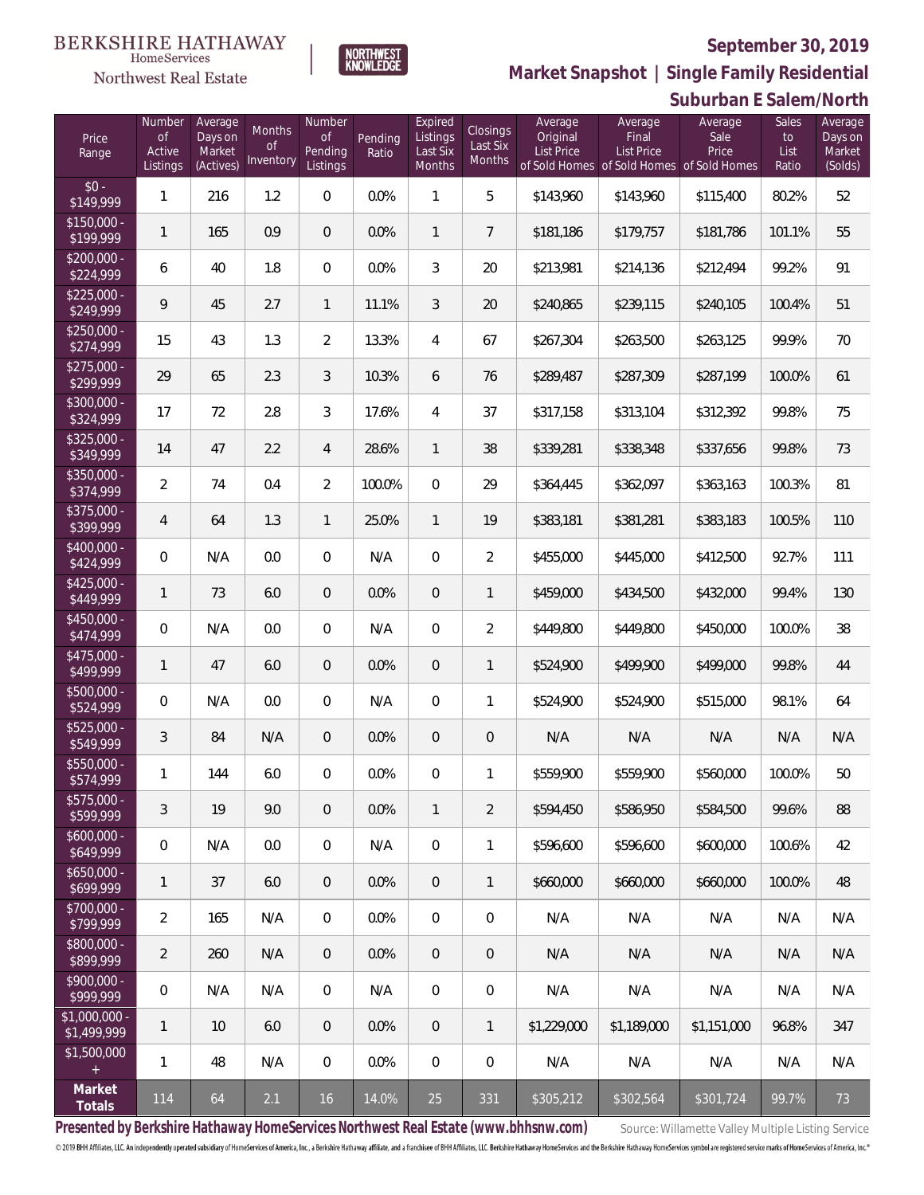BERKSHIRE HATHAWAY HomeServices Northwest Real Estate

NORTHWEST KNOWLEDGE

## September 30, 2019

## Market Snapshot | Single Family Residential

## Suburban E Salem/North

| Price Range | Number of Active Listings | Average Days on Market (Actives) | Months of Inventory | Number of Pending Listings | Pending Ratio | Expired Listings Last Six Months | Closings Last Six Months | Average Original List Price of Sold Homes | Average Final List Price of Sold Homes | Average Sale Price of Sold Homes | Sales to List Ratio | Average Days on Market (Solds) |
|---|---|---|---|---|---|---|---|---|---|---|---|---|
| $0 - $149,999 | 1 | 216 | 1.2 | 0 | 0.0% | 1 | 5 | $143,960 | $143,960 | $115,400 | 80.2% | 52 |
| $150,000 - $199,999 | 1 | 165 | 0.9 | 0 | 0.0% | 1 | 7 | $181,186 | $179,757 | $181,786 | 101.1% | 55 |
| $200,000 - $224,999 | 6 | 40 | 1.8 | 0 | 0.0% | 3 | 20 | $213,981 | $214,136 | $212,494 | 99.2% | 91 |
| $225,000 - $249,999 | 9 | 45 | 2.7 | 1 | 11.1% | 3 | 20 | $240,865 | $239,115 | $240,105 | 100.4% | 51 |
| $250,000 - $274,999 | 15 | 43 | 1.3 | 2 | 13.3% | 4 | 67 | $267,304 | $263,500 | $263,125 | 99.9% | 70 |
| $275,000 - $299,999 | 29 | 65 | 2.3 | 3 | 10.3% | 6 | 76 | $289,487 | $287,309 | $287,199 | 100.0% | 61 |
| $300,000 - $324,999 | 17 | 72 | 2.8 | 3 | 17.6% | 4 | 37 | $317,158 | $313,104 | $312,392 | 99.8% | 75 |
| $325,000 - $349,999 | 14 | 47 | 2.2 | 4 | 28.6% | 1 | 38 | $339,281 | $338,348 | $337,656 | 99.8% | 73 |
| $350,000 - $374,999 | 2 | 74 | 0.4 | 2 | 100.0% | 0 | 29 | $364,445 | $362,097 | $363,163 | 100.3% | 81 |
| $375,000 - $399,999 | 4 | 64 | 1.3 | 1 | 25.0% | 1 | 19 | $383,181 | $381,281 | $383,183 | 100.5% | 110 |
| $400,000 - $424,999 | 0 | N/A | 0.0 | 0 | N/A | 0 | 2 | $455,000 | $445,000 | $412,500 | 92.7% | 111 |
| $425,000 - $449,999 | 1 | 73 | 6.0 | 0 | 0.0% | 0 | 1 | $459,000 | $434,500 | $432,000 | 99.4% | 130 |
| $450,000 - $474,999 | 0 | N/A | 0.0 | 0 | N/A | 0 | 2 | $449,800 | $449,800 | $450,000 | 100.0% | 38 |
| $475,000 - $499,999 | 1 | 47 | 6.0 | 0 | 0.0% | 0 | 1 | $524,900 | $499,900 | $499,000 | 99.8% | 44 |
| $500,000 - $524,999 | 0 | N/A | 0.0 | 0 | N/A | 0 | 1 | $524,900 | $524,900 | $515,000 | 98.1% | 64 |
| $525,000 - $549,999 | 3 | 84 | N/A | 0 | 0.0% | 0 | 0 | N/A | N/A | N/A | N/A | N/A |
| $550,000 - $574,999 | 1 | 144 | 6.0 | 0 | 0.0% | 0 | 1 | $559,900 | $559,900 | $560,000 | 100.0% | 50 |
| $575,000 - $599,999 | 3 | 19 | 9.0 | 0 | 0.0% | 1 | 2 | $594,450 | $586,950 | $584,500 | 99.6% | 88 |
| $600,000 - $649,999 | 0 | N/A | 0.0 | 0 | N/A | 0 | 1 | $596,600 | $596,600 | $600,000 | 100.6% | 42 |
| $650,000 - $699,999 | 1 | 37 | 6.0 | 0 | 0.0% | 0 | 1 | $660,000 | $660,000 | $660,000 | 100.0% | 48 |
| $700,000 - $799,999 | 2 | 165 | N/A | 0 | 0.0% | 0 | 0 | N/A | N/A | N/A | N/A | N/A |
| $800,000 - $899,999 | 2 | 260 | N/A | 0 | 0.0% | 0 | 0 | N/A | N/A | N/A | N/A | N/A |
| $900,000 - $999,999 | 0 | N/A | N/A | 0 | N/A | 0 | 0 | N/A | N/A | N/A | N/A | N/A |
| $1,000,000 - $1,499,999 | 1 | 10 | 6.0 | 0 | 0.0% | 0 | 1 | $1,229,000 | $1,189,000 | $1,151,000 | 96.8% | 347 |
| $1,500,000 + | 1 | 48 | N/A | 0 | 0.0% | 0 | 0 | N/A | N/A | N/A | N/A | N/A |
| **Market Totals** | 114 | 64 | 2.1 | 16 | 14.0% | 25 | 331 | $305,212 | $302,564 | $301,724 | 99.7% | 73 |

**Presented by Berkshire Hathaway HomeServices Northwest Real Estate (www.bhhsnw.com)** Source: Willamette Valley Multiple Listing Service

© 2019 BHH Affiliates, LLC. An independently operated subsidiary of HomeServices of America, Inc., a Berkshire Hathaway affiliate, and a franchisee of BHH Affiliates, LLC. Berkshire Hathaway HomeServices and the Berkshire Hathaway HomeServices symbol are registered service marks of HomeServices of America, Inc.®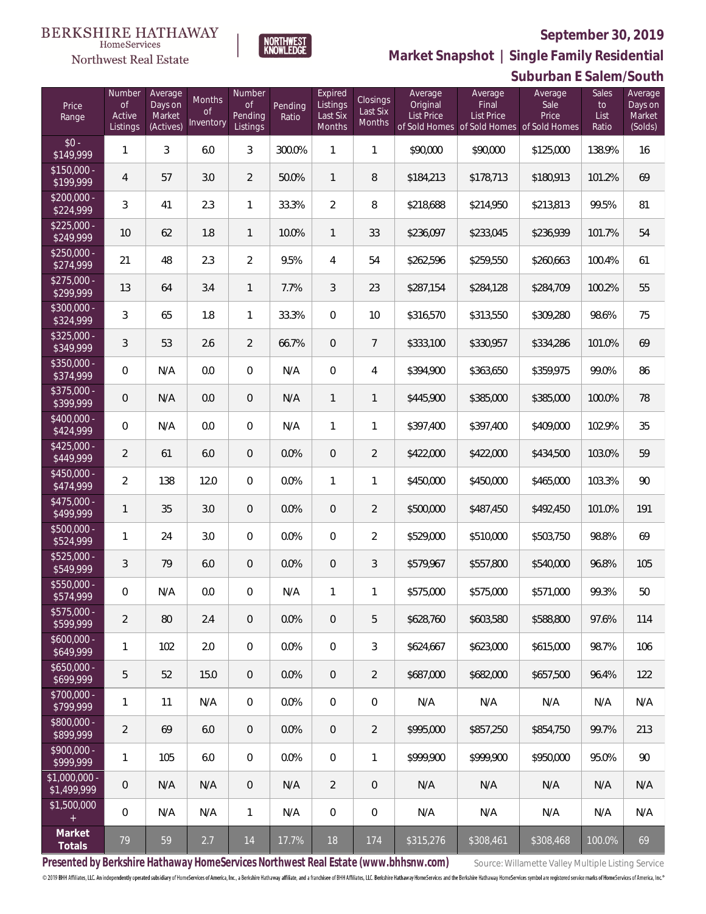BERKSHIRE HATHAWAY HomeServices Northwest Real Estate

NORTHWEST KNOWLEDGE

**September 30, 2019**

**Market Snapshot | Single Family Residential**

**Suburban E Salem/South**

| Price Range | Number of Active Listings | Average Days on Market (Actives) | Months of Inventory | Number of Pending Listings | Pending Ratio | Expired Listings Last Six Months | Closings Last Six Months | Average Original List Price of Sold Homes | Average Final List Price of Sold Homes | Average Sale Price of Sold Homes | Sales to List Ratio | Average Days on Market (Solds) |
|---|---|---|---|---|---|---|---|---|---|---|---|---|
| $0 - $149,999 | 1 | 3 | 6.0 | 3 | 300.0% | 1 | 1 | $90,000 | $90,000 | $125,000 | 138.9% | 16 |
| $150,000 - $199,999 | 4 | 57 | 3.0 | 2 | 50.0% | 1 | 8 | $184,213 | $178,713 | $180,913 | 101.2% | 69 |
| $200,000 - $224,999 | 3 | 41 | 2.3 | 1 | 33.3% | 2 | 8 | $218,688 | $214,950 | $213,813 | 99.5% | 81 |
| $225,000 - $249,999 | 10 | 62 | 1.8 | 1 | 10.0% | 1 | 33 | $236,097 | $233,045 | $236,939 | 101.7% | 54 |
| $250,000 - $274,999 | 21 | 48 | 2.3 | 2 | 9.5% | 4 | 54 | $262,596 | $259,550 | $260,663 | 100.4% | 61 |
| $275,000 - $299,999 | 13 | 64 | 3.4 | 1 | 7.7% | 3 | 23 | $287,154 | $284,128 | $284,709 | 100.2% | 55 |
| $300,000 - $324,999 | 3 | 65 | 1.8 | 1 | 33.3% | 0 | 10 | $316,570 | $313,550 | $309,280 | 98.6% | 75 |
| $325,000 - $349,999 | 3 | 53 | 2.6 | 2 | 66.7% | 0 | 7 | $333,100 | $330,957 | $334,286 | 101.0% | 69 |
| $350,000 - $374,999 | 0 | N/A | 0.0 | 0 | N/A | 0 | 4 | $394,900 | $363,650 | $359,975 | 99.0% | 86 |
| $375,000 - $399,999 | 0 | N/A | 0.0 | 0 | N/A | 1 | 1 | $445,900 | $385,000 | $385,000 | 100.0% | 78 |
| $400,000 - $424,999 | 0 | N/A | 0.0 | 0 | N/A | 1 | 1 | $397,400 | $397,400 | $409,000 | 102.9% | 35 |
| $425,000 - $449,999 | 2 | 61 | 6.0 | 0 | 0.0% | 0 | 2 | $422,000 | $422,000 | $434,500 | 103.0% | 59 |
| $450,000 - $474,999 | 2 | 138 | 12.0 | 0 | 0.0% | 1 | 1 | $450,000 | $450,000 | $465,000 | 103.3% | 90 |
| $475,000 - $499,999 | 1 | 35 | 3.0 | 0 | 0.0% | 0 | 2 | $500,000 | $487,450 | $492,450 | 101.0% | 191 |
| $500,000 - $524,999 | 1 | 24 | 3.0 | 0 | 0.0% | 0 | 2 | $529,000 | $510,000 | $503,750 | 98.8% | 69 |
| $525,000 - $549,999 | 3 | 79 | 6.0 | 0 | 0.0% | 0 | 3 | $579,967 | $557,800 | $540,000 | 96.8% | 105 |
| $550,000 - $574,999 | 0 | N/A | 0.0 | 0 | N/A | 1 | 1 | $575,000 | $575,000 | $571,000 | 99.3% | 50 |
| $575,000 - $599,999 | 2 | 80 | 2.4 | 0 | 0.0% | 0 | 5 | $628,760 | $603,580 | $588,800 | 97.6% | 114 |
| $600,000 - $649,999 | 1 | 102 | 2.0 | 0 | 0.0% | 0 | 3 | $624,667 | $623,000 | $615,000 | 98.7% | 106 |
| $650,000 - $699,999 | 5 | 52 | 15.0 | 0 | 0.0% | 0 | 2 | $687,000 | $682,000 | $657,500 | 96.4% | 122 |
| $700,000 - $799,999 | 1 | 11 | N/A | 0 | 0.0% | 0 | 0 | N/A | N/A | N/A | N/A | N/A |
| $800,000 - $899,999 | 2 | 69 | 6.0 | 0 | 0.0% | 0 | 2 | $995,000 | $857,250 | $854,750 | 99.7% | 213 |
| $900,000 - $999,999 | 1 | 105 | 6.0 | 0 | 0.0% | 0 | 1 | $999,900 | $999,900 | $950,000 | 95.0% | 90 |
| $1,000,000 - $1,499,999 | 0 | N/A | N/A | 0 | N/A | 2 | 0 | N/A | N/A | N/A | N/A | N/A |
| $1,500,000 + | 0 | N/A | N/A | 1 | N/A | 0 | 0 | N/A | N/A | N/A | N/A | N/A |
| **Market Totals** | 79 | 59 | 2.7 | 14 | 17.7% | 18 | 174 | $315,276 | $308,461 | $308,468 | 100.0% | 69 |

**Presented by Berkshire Hathaway HomeServices Northwest Real Estate (www.bhhsnw.com)**

Source: Willamette Valley Multiple Listing Service

© 2019 BHH Affiliates, LLC. An independently operated subsidiary of HomeServices of America, Inc., a Berkshire Hathaway affiliate, and a franchisee of BHH Affiliates, LLC. Berkshire Hathaway HomeServices and the Berkshire Hathaway HomeServices symbol are registered service marks of HomeServices of America, Inc.®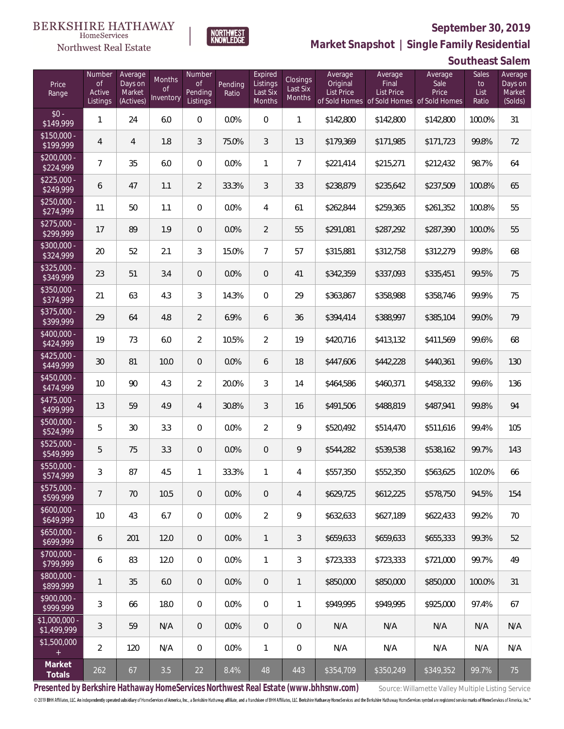BERKSHIRE HATHAWAY HomeServices Northwest Real Estate

NORTHWEST KNOWLEDGE

**September 30, 2019**

**Market Snapshot | Single Family Residential**

**Southeast Salem**

| Price Range | Number of Active Listings | Average Days on Market (Actives) | Months of Inventory | Number of Pending Listings | Pending Ratio | Expired Listings Last Six Months | Closings Last Six Months | Average Original List Price of Sold Homes | Average Final List Price of Sold Homes | Average Sale Price of Sold Homes | Sales to List Ratio | Average Days on Market (Solds) |
|---|---|---|---|---|---|---|---|---|---|---|---|---|
| $0 - $149,999 | 1 | 24 | 6.0 | 0 | 0.0% | 0 | 1 | $142,800 | $142,800 | $142,800 | 100.0% | 31 |
| $150,000 - $199,999 | 4 | 4 | 1.8 | 3 | 75.0% | 3 | 13 | $179,369 | $171,985 | $171,723 | 99.8% | 72 |
| $200,000 - $224,999 | 7 | 35 | 6.0 | 0 | 0.0% | 1 | 7 | $221,414 | $215,271 | $212,432 | 98.7% | 64 |
| $225,000 - $249,999 | 6 | 47 | 1.1 | 2 | 33.3% | 3 | 33 | $238,879 | $235,642 | $237,509 | 100.8% | 65 |
| $250,000 - $274,999 | 11 | 50 | 1.1 | 0 | 0.0% | 4 | 61 | $262,844 | $259,365 | $261,352 | 100.8% | 55 |
| $275,000 - $299,999 | 17 | 89 | 1.9 | 0 | 0.0% | 2 | 55 | $291,081 | $287,292 | $287,390 | 100.0% | 55 |
| $300,000 - $324,999 | 20 | 52 | 2.1 | 3 | 15.0% | 7 | 57 | $315,881 | $312,758 | $312,279 | 99.8% | 68 |
| $325,000 - $349,999 | 23 | 51 | 3.4 | 0 | 0.0% | 0 | 41 | $342,359 | $337,093 | $335,451 | 99.5% | 75 |
| $350,000 - $374,999 | 21 | 63 | 4.3 | 3 | 14.3% | 0 | 29 | $363,867 | $358,988 | $358,746 | 99.9% | 75 |
| $375,000 - $399,999 | 29 | 64 | 4.8 | 2 | 6.9% | 6 | 36 | $394,414 | $388,997 | $385,104 | 99.0% | 79 |
| $400,000 - $424,999 | 19 | 73 | 6.0 | 2 | 10.5% | 2 | 19 | $420,716 | $413,132 | $411,569 | 99.6% | 68 |
| $425,000 - $449,999 | 30 | 81 | 10.0 | 0 | 0.0% | 6 | 18 | $447,606 | $442,228 | $440,361 | 99.6% | 130 |
| $450,000 - $474,999 | 10 | 90 | 4.3 | 2 | 20.0% | 3 | 14 | $464,586 | $460,371 | $458,332 | 99.6% | 136 |
| $475,000 - $499,999 | 13 | 59 | 4.9 | 4 | 30.8% | 3 | 16 | $491,506 | $488,819 | $487,941 | 99.8% | 94 |
| $500,000 - $524,999 | 5 | 30 | 3.3 | 0 | 0.0% | 2 | 9 | $520,492 | $514,470 | $511,616 | 99.4% | 105 |
| $525,000 - $549,999 | 5 | 75 | 3.3 | 0 | 0.0% | 0 | 9 | $544,282 | $539,538 | $538,162 | 99.7% | 143 |
| $550,000 - $574,999 | 3 | 87 | 4.5 | 1 | 33.3% | 1 | 4 | $557,350 | $552,350 | $563,625 | 102.0% | 66 |
| $575,000 - $599,999 | 7 | 70 | 10.5 | 0 | 0.0% | 0 | 4 | $629,725 | $612,225 | $578,750 | 94.5% | 154 |
| $600,000 - $649,999 | 10 | 43 | 6.7 | 0 | 0.0% | 2 | 9 | $632,633 | $627,189 | $622,433 | 99.2% | 70 |
| $650,000 - $699,999 | 6 | 201 | 12.0 | 0 | 0.0% | 1 | 3 | $659,633 | $659,633 | $655,333 | 99.3% | 52 |
| $700,000 - $799,999 | 6 | 83 | 12.0 | 0 | 0.0% | 1 | 3 | $723,333 | $723,333 | $721,000 | 99.7% | 49 |
| $800,000 - $899,999 | 1 | 35 | 6.0 | 0 | 0.0% | 0 | 1 | $850,000 | $850,000 | $850,000 | 100.0% | 31 |
| $900,000 - $999,999 | 3 | 66 | 18.0 | 0 | 0.0% | 0 | 1 | $949,995 | $949,995 | $925,000 | 97.4% | 67 |
| $1,000,000 - $1,499,999 | 3 | 59 | N/A | 0 | 0.0% | 0 | 0 | N/A | N/A | N/A | N/A | N/A |
| $1,500,000 + | 2 | 120 | N/A | 0 | 0.0% | 1 | 0 | N/A | N/A | N/A | N/A | N/A |
| **Market Totals** | 262 | 67 | 3.5 | 22 | 8.4% | 48 | 443 | $354,709 | $350,249 | $349,352 | 99.7% | 75 |

**Presented by Berkshire Hathaway HomeServices Northwest Real Estate (www.bhhsnw.com)**

Source: Willamette Valley Multiple Listing Service

© 2019 BHH Affiliates, LLC. An independently operated subsidiary of HomeServices of America, Inc., a Berkshire Hathaway affiliate, and a franchisee of BHH Affiliates, LLC. Berkshire Hathaway HomeServices and the Berkshire Hathaway HomeServices symbol are registered service marks of HomeServices of America, Inc.®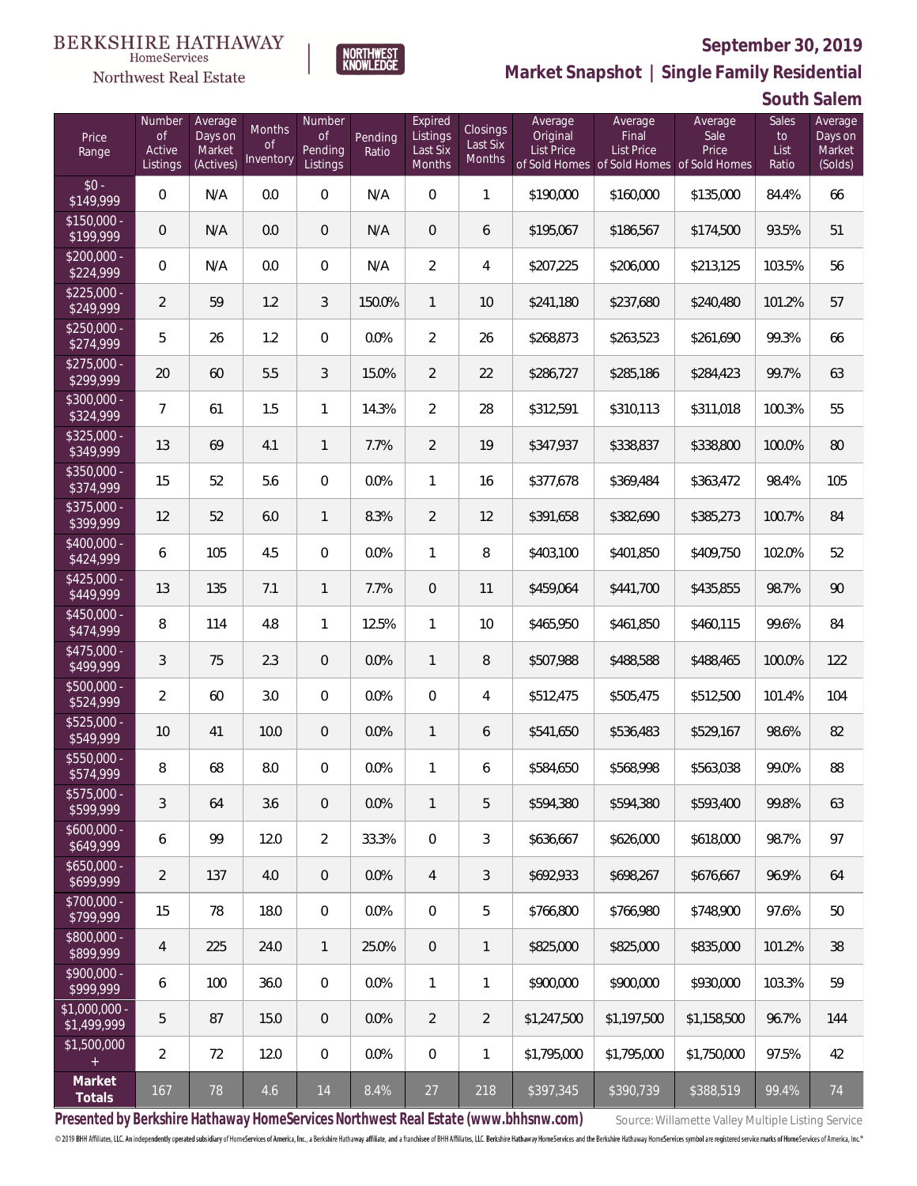BERKSHIRE HATHAWAY HomeServices Northwest Real Estate

NORTHWEST KNOWLEDGE

**September 30, 2019**

**Market Snapshot | Single Family Residential**

**South Salem**

| Price Range | Number of Active Listings | Average Days on Market (Actives) | Months of Inventory | Number of Pending Listings | Pending Ratio | Expired Listings Last Six Months | Closings Last Six Months | Average Original List Price of Sold Homes | Average Final List Price of Sold Homes | Average Sale Price of Sold Homes | Sales to List Ratio | Average Days on Market (Solds) |
|---|---|---|---|---|---|---|---|---|---|---|---|---|
| $0 - $149,999 | 0 | N/A | 0.0 | 0 | N/A | 0 | 1 | $190,000 | $160,000 | $135,000 | 84.4% | 66 |
| $150,000 - $199,999 | 0 | N/A | 0.0 | 0 | N/A | 0 | 6 | $195,067 | $186,567 | $174,500 | 93.5% | 51 |
| $200,000 - $224,999 | 0 | N/A | 0.0 | 0 | N/A | 2 | 4 | $207,225 | $206,000 | $213,125 | 103.5% | 56 |
| $225,000 - $249,999 | 2 | 59 | 1.2 | 3 | 150.0% | 1 | 10 | $241,180 | $237,680 | $240,480 | 101.2% | 57 |
| $250,000 - $274,999 | 5 | 26 | 1.2 | 0 | 0.0% | 2 | 26 | $268,873 | $263,523 | $261,690 | 99.3% | 66 |
| $275,000 - $299,999 | 20 | 60 | 5.5 | 3 | 15.0% | 2 | 22 | $286,727 | $285,186 | $284,423 | 99.7% | 63 |
| $300,000 - $324,999 | 7 | 61 | 1.5 | 1 | 14.3% | 2 | 28 | $312,591 | $310,113 | $311,018 | 100.3% | 55 |
| $325,000 - $349,999 | 13 | 69 | 4.1 | 1 | 7.7% | 2 | 19 | $347,937 | $338,837 | $338,800 | 100.0% | 80 |
| $350,000 - $374,999 | 15 | 52 | 5.6 | 0 | 0.0% | 1 | 16 | $377,678 | $369,484 | $363,472 | 98.4% | 105 |
| $375,000 - $399,999 | 12 | 52 | 6.0 | 1 | 8.3% | 2 | 12 | $391,658 | $382,690 | $385,273 | 100.7% | 84 |
| $400,000 - $424,999 | 6 | 105 | 4.5 | 0 | 0.0% | 1 | 8 | $403,100 | $401,850 | $409,750 | 102.0% | 52 |
| $425,000 - $449,999 | 13 | 135 | 7.1 | 1 | 7.7% | 0 | 11 | $459,064 | $441,700 | $435,855 | 98.7% | 90 |
| $450,000 - $474,999 | 8 | 114 | 4.8 | 1 | 12.5% | 1 | 10 | $465,950 | $461,850 | $460,115 | 99.6% | 84 |
| $475,000 - $499,999 | 3 | 75 | 2.3 | 0 | 0.0% | 1 | 8 | $507,988 | $488,588 | $488,465 | 100.0% | 122 |
| $500,000 - $524,999 | 2 | 60 | 3.0 | 0 | 0.0% | 0 | 4 | $512,475 | $505,475 | $512,500 | 101.4% | 104 |
| $525,000 - $549,999 | 10 | 41 | 10.0 | 0 | 0.0% | 1 | 6 | $541,650 | $536,483 | $529,167 | 98.6% | 82 |
| $550,000 - $574,999 | 8 | 68 | 8.0 | 0 | 0.0% | 1 | 6 | $584,650 | $568,998 | $563,038 | 99.0% | 88 |
| $575,000 - $599,999 | 3 | 64 | 3.6 | 0 | 0.0% | 1 | 5 | $594,380 | $594,380 | $593,400 | 99.8% | 63 |
| $600,000 - $649,999 | 6 | 99 | 12.0 | 2 | 33.3% | 0 | 3 | $636,667 | $626,000 | $618,000 | 98.7% | 97 |
| $650,000 - $699,999 | 2 | 137 | 4.0 | 0 | 0.0% | 4 | 3 | $692,933 | $698,267 | $676,667 | 96.9% | 64 |
| $700,000 - $799,999 | 15 | 78 | 18.0 | 0 | 0.0% | 0 | 5 | $766,800 | $766,980 | $748,900 | 97.6% | 50 |
| $800,000 - $899,999 | 4 | 225 | 24.0 | 1 | 25.0% | 0 | 1 | $825,000 | $825,000 | $835,000 | 101.2% | 38 |
| $900,000 - $999,999 | 6 | 100 | 36.0 | 0 | 0.0% | 1 | 1 | $900,000 | $900,000 | $930,000 | 103.3% | 59 |
| $1,000,000 - $1,499,999 | 5 | 87 | 15.0 | 0 | 0.0% | 2 | 2 | $1,247,500 | $1,197,500 | $1,158,500 | 96.7% | 144 |
| $1,500,000 + | 2 | 72 | 12.0 | 0 | 0.0% | 0 | 1 | $1,795,000 | $1,795,000 | $1,750,000 | 97.5% | 42 |
| **Market Totals** | 167 | 78 | 4.6 | 14 | 8.4% | 27 | 218 | $397,345 | $390,739 | $388,519 | 99.4% | 74 |

**Presented by Berkshire Hathaway HomeServices Northwest Real Estate (www.bhhsnw.com)**

Source: Willamette Valley Multiple Listing Service

© 2019 BHH Affiliates, LLC. An independently operated subsidiary of HomeServices of America, Inc., a Berkshire Hathaway affiliate, and a franchisee of BHH Affiliates, LLC. Berkshire Hathaway HomeServices and the Berkshire Hathaway HomeServices symbol are registered service marks of HomeServices of America, Inc.®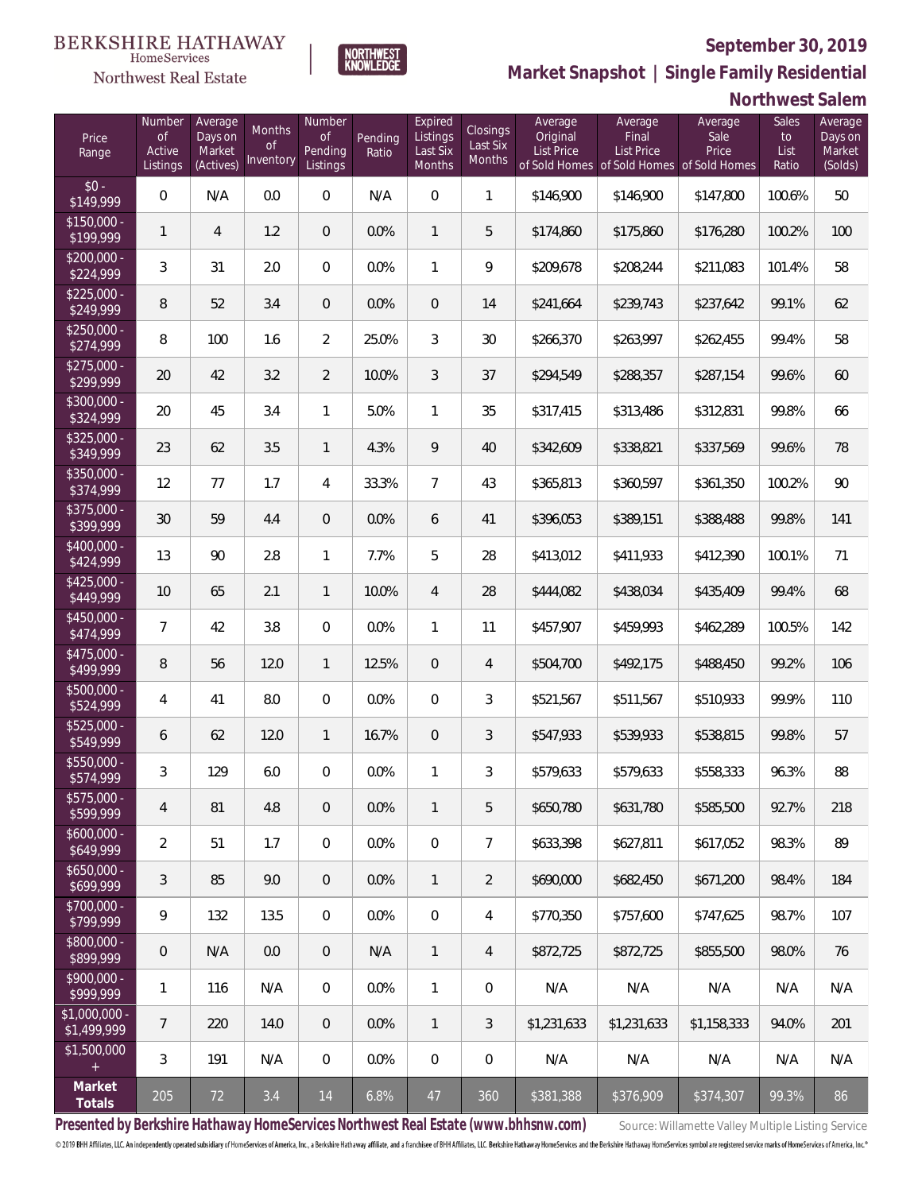BERKSHIRE HATHAWAY HomeServices Northwest Real Estate

NORTHWEST KNOWLEDGE

**September 30, 2019**

**Market Snapshot | Single Family Residential**

**Northwest Salem**

| Price Range | Number of Active Listings | Average Days on Market (Actives) | Months of Inventory | Number of Pending Listings | Pending Ratio | Expired Listings Last Six Months | Closings Last Six Months | Average Original List Price of Sold Homes | Average Final List Price of Sold Homes | Average Sale Price of Sold Homes | Sales to List Ratio | Average Days on Market (Solds) |
|---|---|---|---|---|---|---|---|---|---|---|---|---|
| $0 - $149,999 | 0 | N/A | 0.0 | 0 | N/A | 0 | 1 | $146,900 | $146,900 | $147,800 | 100.6% | 50 |
| $150,000 - $199,999 | 1 | 4 | 1.2 | 0 | 0.0% | 1 | 5 | $174,860 | $175,860 | $176,280 | 100.2% | 100 |
| $200,000 - $224,999 | 3 | 31 | 2.0 | 0 | 0.0% | 1 | 9 | $209,678 | $208,244 | $211,083 | 101.4% | 58 |
| $225,000 - $249,999 | 8 | 52 | 3.4 | 0 | 0.0% | 0 | 14 | $241,664 | $239,743 | $237,642 | 99.1% | 62 |
| $250,000 - $274,999 | 8 | 100 | 1.6 | 2 | 25.0% | 3 | 30 | $266,370 | $263,997 | $262,455 | 99.4% | 58 |
| $275,000 - $299,999 | 20 | 42 | 3.2 | 2 | 10.0% | 3 | 37 | $294,549 | $288,357 | $287,154 | 99.6% | 60 |
| $300,000 - $324,999 | 20 | 45 | 3.4 | 1 | 5.0% | 1 | 35 | $317,415 | $313,486 | $312,831 | 99.8% | 66 |
| $325,000 - $349,999 | 23 | 62 | 3.5 | 1 | 4.3% | 9 | 40 | $342,609 | $338,821 | $337,569 | 99.6% | 78 |
| $350,000 - $374,999 | 12 | 77 | 1.7 | 4 | 33.3% | 7 | 43 | $365,813 | $360,597 | $361,350 | 100.2% | 90 |
| $375,000 - $399,999 | 30 | 59 | 4.4 | 0 | 0.0% | 6 | 41 | $396,053 | $389,151 | $388,488 | 99.8% | 141 |
| $400,000 - $424,999 | 13 | 90 | 2.8 | 1 | 7.7% | 5 | 28 | $413,012 | $411,933 | $412,390 | 100.1% | 71 |
| $425,000 - $449,999 | 10 | 65 | 2.1 | 1 | 10.0% | 4 | 28 | $444,082 | $438,034 | $435,409 | 99.4% | 68 |
| $450,000 - $474,999 | 7 | 42 | 3.8 | 0 | 0.0% | 1 | 11 | $457,907 | $459,993 | $462,289 | 100.5% | 142 |
| $475,000 - $499,999 | 8 | 56 | 12.0 | 1 | 12.5% | 0 | 4 | $504,700 | $492,175 | $488,450 | 99.2% | 106 |
| $500,000 - $524,999 | 4 | 41 | 8.0 | 0 | 0.0% | 0 | 3 | $521,567 | $511,567 | $510,933 | 99.9% | 110 |
| $525,000 - $549,999 | 6 | 62 | 12.0 | 1 | 16.7% | 0 | 3 | $547,933 | $539,933 | $538,815 | 99.8% | 57 |
| $550,000 - $574,999 | 3 | 129 | 6.0 | 0 | 0.0% | 1 | 3 | $579,633 | $579,633 | $558,333 | 96.3% | 88 |
| $575,000 - $599,999 | 4 | 81 | 4.8 | 0 | 0.0% | 1 | 5 | $650,780 | $631,780 | $585,500 | 92.7% | 218 |
| $600,000 - $649,999 | 2 | 51 | 1.7 | 0 | 0.0% | 0 | 7 | $633,398 | $627,811 | $617,052 | 98.3% | 89 |
| $650,000 - $699,999 | 3 | 85 | 9.0 | 0 | 0.0% | 1 | 2 | $690,000 | $682,450 | $671,200 | 98.4% | 184 |
| $700,000 - $799,999 | 9 | 132 | 13.5 | 0 | 0.0% | 0 | 4 | $770,350 | $757,600 | $747,625 | 98.7% | 107 |
| $800,000 - $899,999 | 0 | N/A | 0.0 | 0 | N/A | 1 | 4 | $872,725 | $872,725 | $855,500 | 98.0% | 76 |
| $900,000 - $999,999 | 1 | 116 | N/A | 0 | 0.0% | 1 | 0 | N/A | N/A | N/A | N/A | N/A |
| $1,000,000 - $1,499,999 | 7 | 220 | 14.0 | 0 | 0.0% | 1 | 3 | $1,231,633 | $1,231,633 | $1,158,333 | 94.0% | 201 |
| $1,500,000 + | 3 | 191 | N/A | 0 | 0.0% | 0 | 0 | N/A | N/A | N/A | N/A | N/A |
| **Market Totals** | 205 | 72 | 3.4 | 14 | 6.8% | 47 | 360 | $381,388 | $376,909 | $374,307 | 99.3% | 86 |

**Presented by Berkshire Hathaway HomeServices Northwest Real Estate (www.bhhsnw.com)**

Source: Willamette Valley Multiple Listing Service

© 2019 BHH Affiliates, LLC. An independently operated subsidiary of HomeServices of America, Inc., a Berkshire Hathaway affiliate, and a franchisee of BHH Affiliates, LLC. Berkshire Hathaway HomeServices and the Berkshire Hathaway HomeServices symbol are registered service marks of HomeServices of America, Inc.®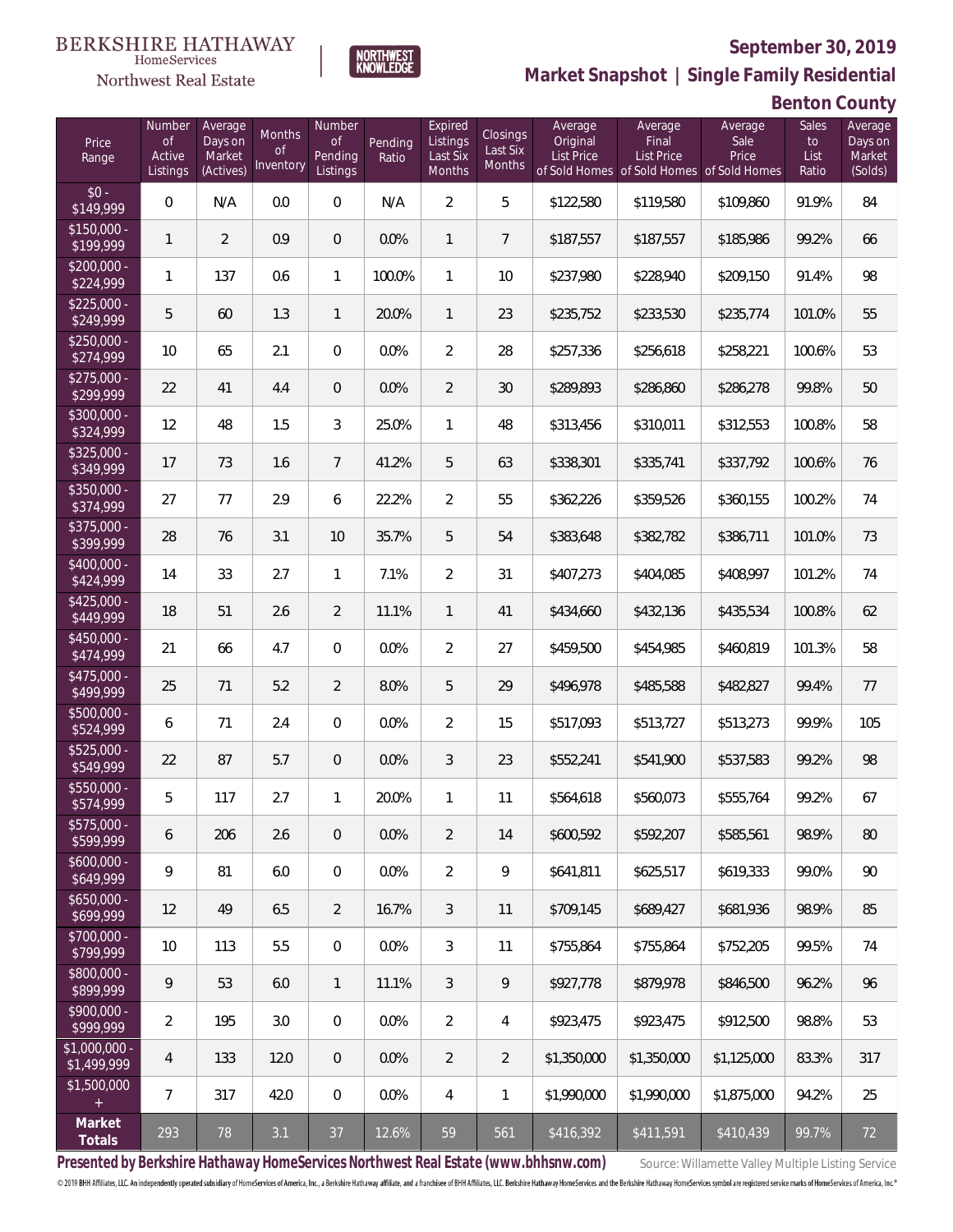BERKSHIRE HATHAWAY HomeServices Northwest Real Estate

NORTHWEST KNOWLEDGE

**September 30, 2019**

**Market Snapshot | Single Family Residential**

**Benton County**

| Price Range | Number of Active Listings | Average Days on Market (Actives) | Months of Inventory | Number of Pending Listings | Pending Ratio | Expired Listings Last Six Months | Closings Last Six Months | Average Original List Price of Sold Homes | Average Final List Price of Sold Homes | Average Sale Price of Sold Homes | Sales to List Ratio | Average Days on Market (Solds) |
|---|---|---|---|---|---|---|---|---|---|---|---|---|
| $0 - $149,999 | 0 | N/A | 0.0 | 0 | N/A | 2 | 5 | $122,580 | $119,580 | $109,860 | 91.9% | 84 |
| $150,000 - $199,999 | 1 | 2 | 0.9 | 0 | 0.0% | 1 | 7 | $187,557 | $187,557 | $185,986 | 99.2% | 66 |
| $200,000 - $224,999 | 1 | 137 | 0.6 | 1 | 100.0% | 1 | 10 | $237,980 | $228,940 | $209,150 | 91.4% | 98 |
| $225,000 - $249,999 | 5 | 60 | 1.3 | 1 | 20.0% | 1 | 23 | $235,752 | $233,530 | $235,774 | 101.0% | 55 |
| $250,000 - $274,999 | 10 | 65 | 2.1 | 0 | 0.0% | 2 | 28 | $257,336 | $256,618 | $258,221 | 100.6% | 53 |
| $275,000 - $299,999 | 22 | 41 | 4.4 | 0 | 0.0% | 2 | 30 | $289,893 | $286,860 | $286,278 | 99.8% | 50 |
| $300,000 - $324,999 | 12 | 48 | 1.5 | 3 | 25.0% | 1 | 48 | $313,456 | $310,011 | $312,553 | 100.8% | 58 |
| $325,000 - $349,999 | 17 | 73 | 1.6 | 7 | 41.2% | 5 | 63 | $338,301 | $335,741 | $337,792 | 100.6% | 76 |
| $350,000 - $374,999 | 27 | 77 | 2.9 | 6 | 22.2% | 2 | 55 | $362,226 | $359,526 | $360,155 | 100.2% | 74 |
| $375,000 - $399,999 | 28 | 76 | 3.1 | 10 | 35.7% | 5 | 54 | $383,648 | $382,782 | $386,711 | 101.0% | 73 |
| $400,000 - $424,999 | 14 | 33 | 2.7 | 1 | 7.1% | 2 | 31 | $407,273 | $404,085 | $408,997 | 101.2% | 74 |
| $425,000 - $449,999 | 18 | 51 | 2.6 | 2 | 11.1% | 1 | 41 | $434,660 | $432,136 | $435,534 | 100.8% | 62 |
| $450,000 - $474,999 | 21 | 66 | 4.7 | 0 | 0.0% | 2 | 27 | $459,500 | $454,985 | $460,819 | 101.3% | 58 |
| $475,000 - $499,999 | 25 | 71 | 5.2 | 2 | 8.0% | 5 | 29 | $496,978 | $485,588 | $482,827 | 99.4% | 77 |
| $500,000 - $524,999 | 6 | 71 | 2.4 | 0 | 0.0% | 2 | 15 | $517,093 | $513,727 | $513,273 | 99.9% | 105 |
| $525,000 - $549,999 | 22 | 87 | 5.7 | 0 | 0.0% | 3 | 23 | $552,241 | $541,900 | $537,583 | 99.2% | 98 |
| $550,000 - $574,999 | 5 | 117 | 2.7 | 1 | 20.0% | 1 | 11 | $564,618 | $560,073 | $555,764 | 99.2% | 67 |
| $575,000 - $599,999 | 6 | 206 | 2.6 | 0 | 0.0% | 2 | 14 | $600,592 | $592,207 | $585,561 | 98.9% | 80 |
| $600,000 - $649,999 | 9 | 81 | 6.0 | 0 | 0.0% | 2 | 9 | $641,811 | $625,517 | $619,333 | 99.0% | 90 |
| $650,000 - $699,999 | 12 | 49 | 6.5 | 2 | 16.7% | 3 | 11 | $709,145 | $689,427 | $681,936 | 98.9% | 85 |
| $700,000 - $799,999 | 10 | 113 | 5.5 | 0 | 0.0% | 3 | 11 | $755,864 | $755,864 | $752,205 | 99.5% | 74 |
| $800,000 - $899,999 | 9 | 53 | 6.0 | 1 | 11.1% | 3 | 9 | $927,778 | $879,978 | $846,500 | 96.2% | 96 |
| $900,000 - $999,999 | 2 | 195 | 3.0 | 0 | 0.0% | 2 | 4 | $923,475 | $923,475 | $912,500 | 98.8% | 53 |
| $1,000,000 - $1,499,999 | 4 | 133 | 12.0 | 0 | 0.0% | 2 | 2 | $1,350,000 | $1,350,000 | $1,125,000 | 83.3% | 317 |
| $1,500,000 + | 7 | 317 | 42.0 | 0 | 0.0% | 4 | 1 | $1,990,000 | $1,990,000 | $1,875,000 | 94.2% | 25 |
| **Market Totals** | 293 | 78 | 3.1 | 37 | 12.6% | 59 | 561 | $416,392 | $411,591 | $410,439 | 99.7% | 72 |

**Presented by Berkshire Hathaway HomeServices Northwest Real Estate (www.bhhsnw.com)**

Source: Willamette Valley Multiple Listing Service

© 2019 BHH Affiliates, LLC. An independently operated subsidiary of HomeServices of America, Inc., a Berkshire Hathaway affiliate, and a franchisee of BHH Affiliates, LLC. Berkshire Hathaway HomeServices and the Berkshire Hathaway HomeServices symbol are registered service marks of HomeServices of America, Inc.®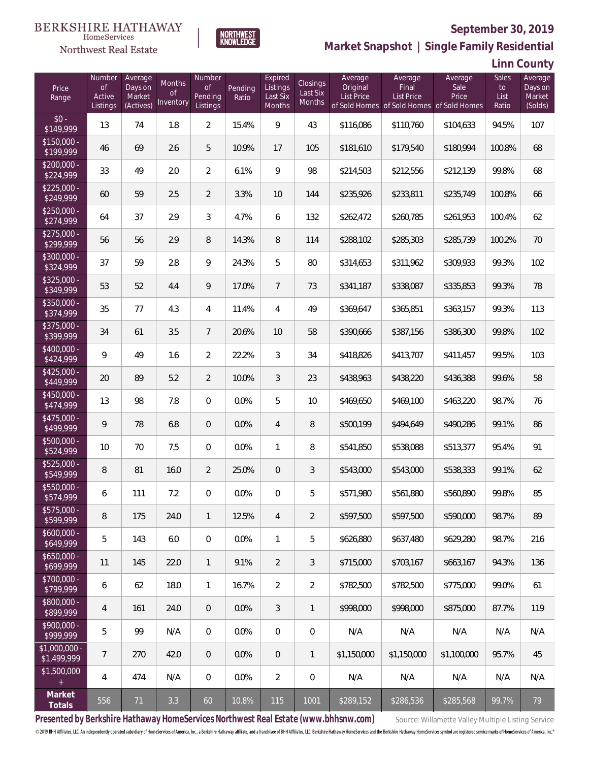BERKSHIRE HATHAWAY HomeServices Northwest Real Estate

NORTHWEST KNOWLEDGE

**September 30, 2019**

**Market Snapshot | Single Family Residential**

**Linn County**

| Price Range | Number of Active Listings | Average Days on Market (Actives) | Months of Inventory | Number of Pending Listings | Pending Ratio | Expired Listings Last Six Months | Closings Last Six Months | Average Original List Price of Sold Homes | Average Final List Price of Sold Homes | Average Sale Price of Sold Homes | Sales to List Ratio | Average Days on Market (Solds) |
|---|---|---|---|---|---|---|---|---|---|---|---|---|
| $0 - $149,999 | 13 | 74 | 1.8 | 2 | 15.4% | 9 | 43 | $116,086 | $110,760 | $104,633 | 94.5% | 107 |
| $150,000 - $199,999 | 46 | 69 | 2.6 | 5 | 10.9% | 17 | 105 | $181,610 | $179,540 | $180,994 | 100.8% | 68 |
| $200,000 - $224,999 | 33 | 49 | 2.0 | 2 | 6.1% | 9 | 98 | $214,503 | $212,556 | $212,139 | 99.8% | 68 |
| $225,000 - $249,999 | 60 | 59 | 2.5 | 2 | 3.3% | 10 | 144 | $235,926 | $233,811 | $235,749 | 100.8% | 66 |
| $250,000 - $274,999 | 64 | 37 | 2.9 | 3 | 4.7% | 6 | 132 | $262,472 | $260,785 | $261,953 | 100.4% | 62 |
| $275,000 - $299,999 | 56 | 56 | 2.9 | 8 | 14.3% | 8 | 114 | $288,102 | $285,303 | $285,739 | 100.2% | 70 |
| $300,000 - $324,999 | 37 | 59 | 2.8 | 9 | 24.3% | 5 | 80 | $314,653 | $311,962 | $309,933 | 99.3% | 102 |
| $325,000 - $349,999 | 53 | 52 | 4.4 | 9 | 17.0% | 7 | 73 | $341,187 | $338,087 | $335,853 | 99.3% | 78 |
| $350,000 - $374,999 | 35 | 77 | 4.3 | 4 | 11.4% | 4 | 49 | $369,647 | $365,851 | $363,157 | 99.3% | 113 |
| $375,000 - $399,999 | 34 | 61 | 3.5 | 7 | 20.6% | 10 | 58 | $390,666 | $387,156 | $386,300 | 99.8% | 102 |
| $400,000 - $424,999 | 9 | 49 | 1.6 | 2 | 22.2% | 3 | 34 | $418,826 | $413,707 | $411,457 | 99.5% | 103 |
| $425,000 - $449,999 | 20 | 89 | 5.2 | 2 | 10.0% | 3 | 23 | $438,963 | $438,220 | $436,388 | 99.6% | 58 |
| $450,000 - $474,999 | 13 | 98 | 7.8 | 0 | 0.0% | 5 | 10 | $469,650 | $469,100 | $463,220 | 98.7% | 76 |
| $475,000 - $499,999 | 9 | 78 | 6.8 | 0 | 0.0% | 4 | 8 | $500,199 | $494,649 | $490,286 | 99.1% | 86 |
| $500,000 - $524,999 | 10 | 70 | 7.5 | 0 | 0.0% | 1 | 8 | $541,850 | $538,088 | $513,377 | 95.4% | 91 |
| $525,000 - $549,999 | 8 | 81 | 16.0 | 2 | 25.0% | 0 | 3 | $543,000 | $543,000 | $538,333 | 99.1% | 62 |
| $550,000 - $574,999 | 6 | 111 | 7.2 | 0 | 0.0% | 0 | 5 | $571,980 | $561,880 | $560,890 | 99.8% | 85 |
| $575,000 - $599,999 | 8 | 175 | 24.0 | 1 | 12.5% | 4 | 2 | $597,500 | $597,500 | $590,000 | 98.7% | 89 |
| $600,000 - $649,999 | 5 | 143 | 6.0 | 0 | 0.0% | 1 | 5 | $626,880 | $637,480 | $629,280 | 98.7% | 216 |
| $650,000 - $699,999 | 11 | 145 | 22.0 | 1 | 9.1% | 2 | 3 | $715,000 | $703,167 | $663,167 | 94.3% | 136 |
| $700,000 - $799,999 | 6 | 62 | 18.0 | 1 | 16.7% | 2 | 2 | $782,500 | $782,500 | $775,000 | 99.0% | 61 |
| $800,000 - $899,999 | 4 | 161 | 24.0 | 0 | 0.0% | 3 | 1 | $998,000 | $998,000 | $875,000 | 87.7% | 119 |
| $900,000 - $999,999 | 5 | 99 | N/A | 0 | 0.0% | 0 | 0 | N/A | N/A | N/A | N/A | N/A |
| $1,000,000 - $1,499,999 | 7 | 270 | 42.0 | 0 | 0.0% | 0 | 1 | $1,150,000 | $1,150,000 | $1,100,000 | 95.7% | 45 |
| $1,500,000 + | 4 | 474 | N/A | 0 | 0.0% | 2 | 0 | N/A | N/A | N/A | N/A | N/A |
| **Market Totals** | 556 | 71 | 3.3 | 60 | 10.8% | 115 | 1001 | $289,152 | $286,536 | $285,568 | 99.7% | 79 |

**Presented by Berkshire Hathaway HomeServices Northwest Real Estate (www.bhhsnw.com)**

Source: Willamette Valley Multiple Listing Service

© 2019 BHH Affiliates, LLC. An independently operated subsidiary of HomeServices of America, Inc., a Berkshire Hathaway affiliate, and a franchisee of BHH Affiliates, LLC. Berkshire Hathaway HomeServices and the Berkshire Hathaway HomeServices symbol are registered service marks of HomeServices of America, Inc.®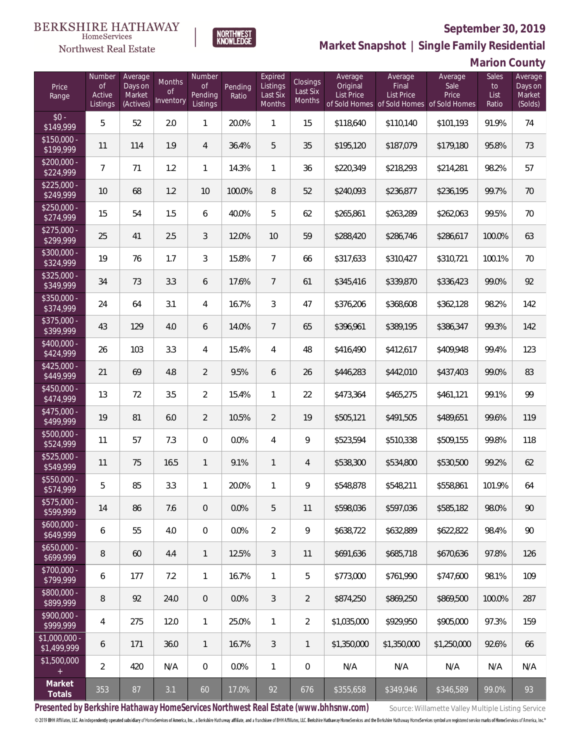BERKSHIRE HATHAWAY HomeServices Northwest Real Estate

NORTHWEST KNOWLEDGE

**September 30, 2019**

## Market Snapshot | Single Family Residential

### Marion County

| Price Range | Number of Active Listings | Average Days on Market (Actives) | Months of Inventory | Number of Pending Listings | Pending Ratio | Expired Listings Last Six Months | Closings Last Six Months | Average Original List Price of Sold Homes | Average Final List Price of Sold Homes | Average Sale Price of Sold Homes | Sales to List Ratio | Average Days on Market (Solds) |
|---|---|---|---|---|---|---|---|---|---|---|---|---|
| $0 - $149,999 | 5 | 52 | 2.0 | 1 | 20.0% | 1 | 15 | $118,640 | $110,140 | $101,193 | 91.9% | 74 |
| $150,000 - $199,999 | 11 | 114 | 1.9 | 4 | 36.4% | 5 | 35 | $195,120 | $187,079 | $179,180 | 95.8% | 73 |
| $200,000 - $224,999 | 7 | 71 | 1.2 | 1 | 14.3% | 1 | 36 | $220,349 | $218,293 | $214,281 | 98.2% | 57 |
| $225,000 - $249,999 | 10 | 68 | 1.2 | 10 | 100.0% | 8 | 52 | $240,093 | $236,877 | $236,195 | 99.7% | 70 |
| $250,000 - $274,999 | 15 | 54 | 1.5 | 6 | 40.0% | 5 | 62 | $265,861 | $263,289 | $262,063 | 99.5% | 70 |
| $275,000 - $299,999 | 25 | 41 | 2.5 | 3 | 12.0% | 10 | 59 | $288,420 | $286,746 | $286,617 | 100.0% | 63 |
| $300,000 - $324,999 | 19 | 76 | 1.7 | 3 | 15.8% | 7 | 66 | $317,633 | $310,427 | $310,721 | 100.1% | 70 |
| $325,000 - $349,999 | 34 | 73 | 3.3 | 6 | 17.6% | 7 | 61 | $345,416 | $339,870 | $336,423 | 99.0% | 92 |
| $350,000 - $374,999 | 24 | 64 | 3.1 | 4 | 16.7% | 3 | 47 | $376,206 | $368,608 | $362,128 | 98.2% | 142 |
| $375,000 - $399,999 | 43 | 129 | 4.0 | 6 | 14.0% | 7 | 65 | $396,961 | $389,195 | $386,347 | 99.3% | 142 |
| $400,000 - $424,999 | 26 | 103 | 3.3 | 4 | 15.4% | 4 | 48 | $416,490 | $412,617 | $409,948 | 99.4% | 123 |
| $425,000 - $449,999 | 21 | 69 | 4.8 | 2 | 9.5% | 6 | 26 | $446,283 | $442,010 | $437,403 | 99.0% | 83 |
| $450,000 - $474,999 | 13 | 72 | 3.5 | 2 | 15.4% | 1 | 22 | $473,364 | $465,275 | $461,121 | 99.1% | 99 |
| $475,000 - $499,999 | 19 | 81 | 6.0 | 2 | 10.5% | 2 | 19 | $505,121 | $491,505 | $489,651 | 99.6% | 119 |
| $500,000 - $524,999 | 11 | 57 | 7.3 | 0 | 0.0% | 4 | 9 | $523,594 | $510,338 | $509,155 | 99.8% | 118 |
| $525,000 - $549,999 | 11 | 75 | 16.5 | 1 | 9.1% | 1 | 4 | $538,300 | $534,800 | $530,500 | 99.2% | 62 |
| $550,000 - $574,999 | 5 | 85 | 3.3 | 1 | 20.0% | 1 | 9 | $548,878 | $548,211 | $558,861 | 101.9% | 64 |
| $575,000 - $599,999 | 14 | 86 | 7.6 | 0 | 0.0% | 5 | 11 | $598,036 | $597,036 | $585,182 | 98.0% | 90 |
| $600,000 - $649,999 | 6 | 55 | 4.0 | 0 | 0.0% | 2 | 9 | $638,722 | $632,889 | $622,822 | 98.4% | 90 |
| $650,000 - $699,999 | 8 | 60 | 4.4 | 1 | 12.5% | 3 | 11 | $691,636 | $685,718 | $670,636 | 97.8% | 126 |
| $700,000 - $799,999 | 6 | 177 | 7.2 | 1 | 16.7% | 1 | 5 | $773,000 | $761,990 | $747,600 | 98.1% | 109 |
| $800,000 - $899,999 | 8 | 92 | 24.0 | 0 | 0.0% | 3 | 2 | $874,250 | $869,250 | $869,500 | 100.0% | 287 |
| $900,000 - $999,999 | 4 | 275 | 12.0 | 1 | 25.0% | 1 | 2 | $1,035,000 | $929,950 | $905,000 | 97.3% | 159 |
| $1,000,000 - $1,499,999 | 6 | 171 | 36.0 | 1 | 16.7% | 3 | 1 | $1,350,000 | $1,350,000 | $1,250,000 | 92.6% | 66 |
| $1,500,000 + | 2 | 420 | N/A | 0 | 0.0% | 1 | 0 | N/A | N/A | N/A | N/A | N/A |
| **Market Totals** | 353 | 87 | 3.1 | 60 | 17.0% | 92 | 676 | $355,658 | $349,946 | $346,589 | 99.0% | 93 |

**Presented by Berkshire Hathaway HomeServices Northwest Real Estate (www.bhhsnw.com)**

Source: Willamette Valley Multiple Listing Service

© 2019 BHH Affiliates, LLC. An independently operated subsidiary of HomeServices of America, Inc., a Berkshire Hathaway affiliate, and a franchisee of BHH Affiliates, LLC. Berkshire Hathaway HomeServices and the Berkshire Hathaway HomeServices symbol are registered service marks of HomeServices of America, Inc.®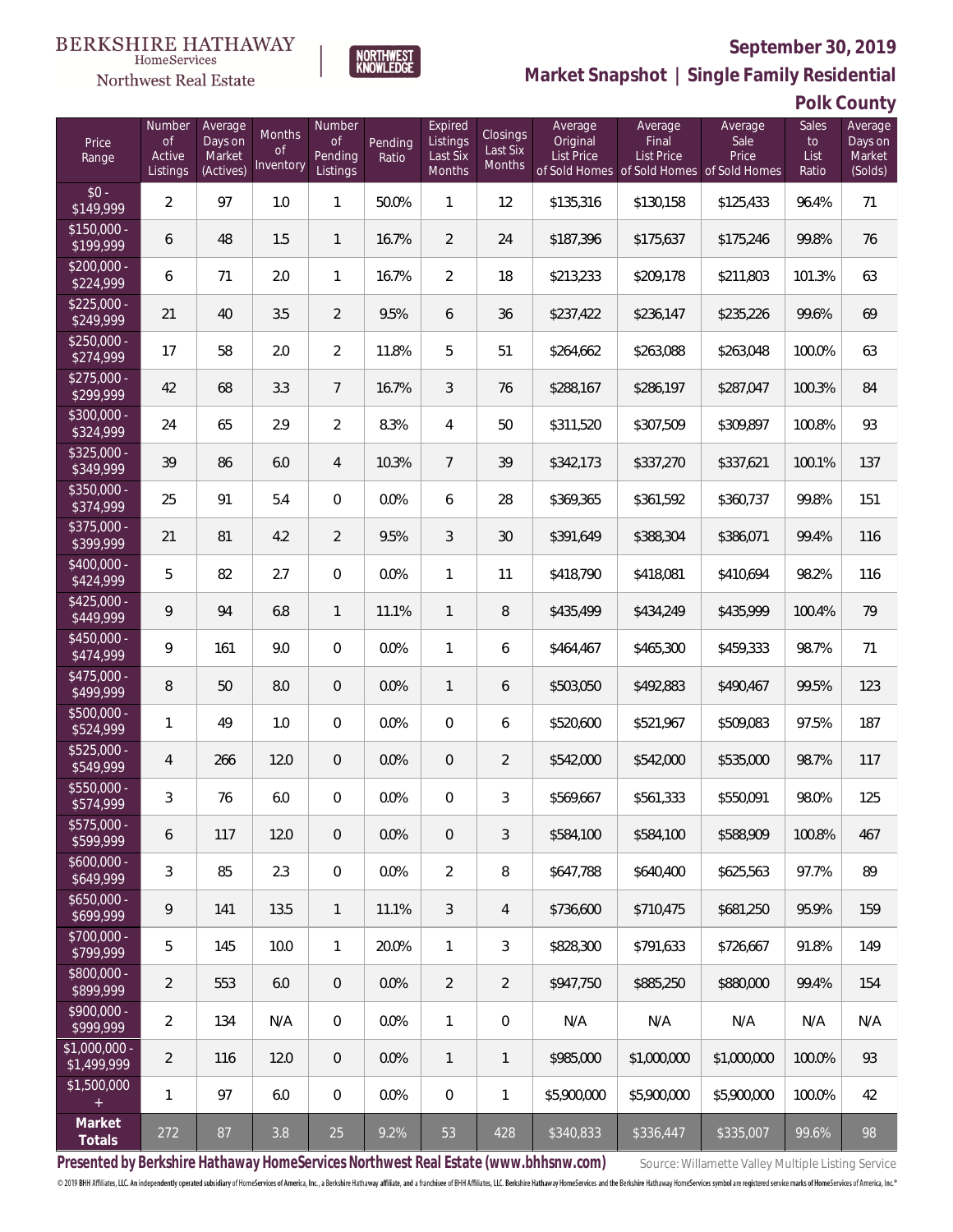BERKSHIRE HATHAWAY HomeServices Northwest Real Estate

NORTHWEST KNOWLEDGE

## September 30, 2019

## Market Snapshot | Single Family Residential

## Polk County

| Price Range | Number of Active Listings | Average Days on Market (Actives) | Months of Inventory | Number of Pending Listings | Pending Ratio | Expired Listings Last Six Months | Closings Last Six Months | Average Original List Price of Sold Homes | Average Final List Price of Sold Homes | Average Sale Price of Sold Homes | Sales to List Ratio | Average Days on Market (Solds) |
|---|---|---|---|---|---|---|---|---|---|---|---|---|
| $0 - $149,999 | 2 | 97 | 1.0 | 1 | 50.0% | 1 | 12 | $135,316 | $130,158 | $125,433 | 96.4% | 71 |
| $150,000 - $199,999 | 6 | 48 | 1.5 | 1 | 16.7% | 2 | 24 | $187,396 | $175,637 | $175,246 | 99.8% | 76 |
| $200,000 - $224,999 | 6 | 71 | 2.0 | 1 | 16.7% | 2 | 18 | $213,233 | $209,178 | $211,803 | 101.3% | 63 |
| $225,000 - $249,999 | 21 | 40 | 3.5 | 2 | 9.5% | 6 | 36 | $237,422 | $236,147 | $235,226 | 99.6% | 69 |
| $250,000 - $274,999 | 17 | 58 | 2.0 | 2 | 11.8% | 5 | 51 | $264,662 | $263,088 | $263,048 | 100.0% | 63 |
| $275,000 - $299,999 | 42 | 68 | 3.3 | 7 | 16.7% | 3 | 76 | $288,167 | $286,197 | $287,047 | 100.3% | 84 |
| $300,000 - $324,999 | 24 | 65 | 2.9 | 2 | 8.3% | 4 | 50 | $311,520 | $307,509 | $309,897 | 100.8% | 93 |
| $325,000 - $349,999 | 39 | 86 | 6.0 | 4 | 10.3% | 7 | 39 | $342,173 | $337,270 | $337,621 | 100.1% | 137 |
| $350,000 - $374,999 | 25 | 91 | 5.4 | 0 | 0.0% | 6 | 28 | $369,365 | $361,592 | $360,737 | 99.8% | 151 |
| $375,000 - $399,999 | 21 | 81 | 4.2 | 2 | 9.5% | 3 | 30 | $391,649 | $388,304 | $386,071 | 99.4% | 116 |
| $400,000 - $424,999 | 5 | 82 | 2.7 | 0 | 0.0% | 1 | 11 | $418,790 | $418,081 | $410,694 | 98.2% | 116 |
| $425,000 - $449,999 | 9 | 94 | 6.8 | 1 | 11.1% | 1 | 8 | $435,499 | $434,249 | $435,999 | 100.4% | 79 |
| $450,000 - $474,999 | 9 | 161 | 9.0 | 0 | 0.0% | 1 | 6 | $464,467 | $465,300 | $459,333 | 98.7% | 71 |
| $475,000 - $499,999 | 8 | 50 | 8.0 | 0 | 0.0% | 1 | 6 | $503,050 | $492,883 | $490,467 | 99.5% | 123 |
| $500,000 - $524,999 | 1 | 49 | 1.0 | 0 | 0.0% | 0 | 6 | $520,600 | $521,967 | $509,083 | 97.5% | 187 |
| $525,000 - $549,999 | 4 | 266 | 12.0 | 0 | 0.0% | 0 | 2 | $542,000 | $542,000 | $535,000 | 98.7% | 117 |
| $550,000 - $574,999 | 3 | 76 | 6.0 | 0 | 0.0% | 0 | 3 | $569,667 | $561,333 | $550,091 | 98.0% | 125 |
| $575,000 - $599,999 | 6 | 117 | 12.0 | 0 | 0.0% | 0 | 3 | $584,100 | $584,100 | $588,909 | 100.8% | 467 |
| $600,000 - $649,999 | 3 | 85 | 2.3 | 0 | 0.0% | 2 | 8 | $647,788 | $640,400 | $625,563 | 97.7% | 89 |
| $650,000 - $699,999 | 9 | 141 | 13.5 | 1 | 11.1% | 3 | 4 | $736,600 | $710,475 | $681,250 | 95.9% | 159 |
| $700,000 - $799,999 | 5 | 145 | 10.0 | 1 | 20.0% | 1 | 3 | $828,300 | $791,633 | $726,667 | 91.8% | 149 |
| $800,000 - $899,999 | 2 | 553 | 6.0 | 0 | 0.0% | 2 | 2 | $947,750 | $885,250 | $880,000 | 99.4% | 154 |
| $900,000 - $999,999 | 2 | 134 | N/A | 0 | 0.0% | 1 | 0 | N/A | N/A | N/A | N/A | N/A |
| $1,000,000 - $1,499,999 | 2 | 116 | 12.0 | 0 | 0.0% | 1 | 1 | $985,000 | $1,000,000 | $1,000,000 | 100.0% | 93 |
| $1,500,000 + | 1 | 97 | 6.0 | 0 | 0.0% | 0 | 1 | $5,900,000 | $5,900,000 | $5,900,000 | 100.0% | 42 |
| **Market Totals** | 272 | 87 | 3.8 | 25 | 9.2% | 53 | 428 | $340,833 | $336,447 | $335,007 | 99.6% | 98 |

**Presented by Berkshire Hathaway HomeServices Northwest Real Estate (www.bhhsnw.com)** Source: Willamette Valley Multiple Listing Service

© 2019 BHH Affiliates, LLC. An independently operated subsidiary of HomeServices of America, Inc., a Berkshire Hathaway affiliate, and a franchisee of BHH Affiliates, LLC. Berkshire Hathaway HomeServices and the Berkshire Hathaway HomeServices symbol are registered service marks of HomeServices of America, Inc.®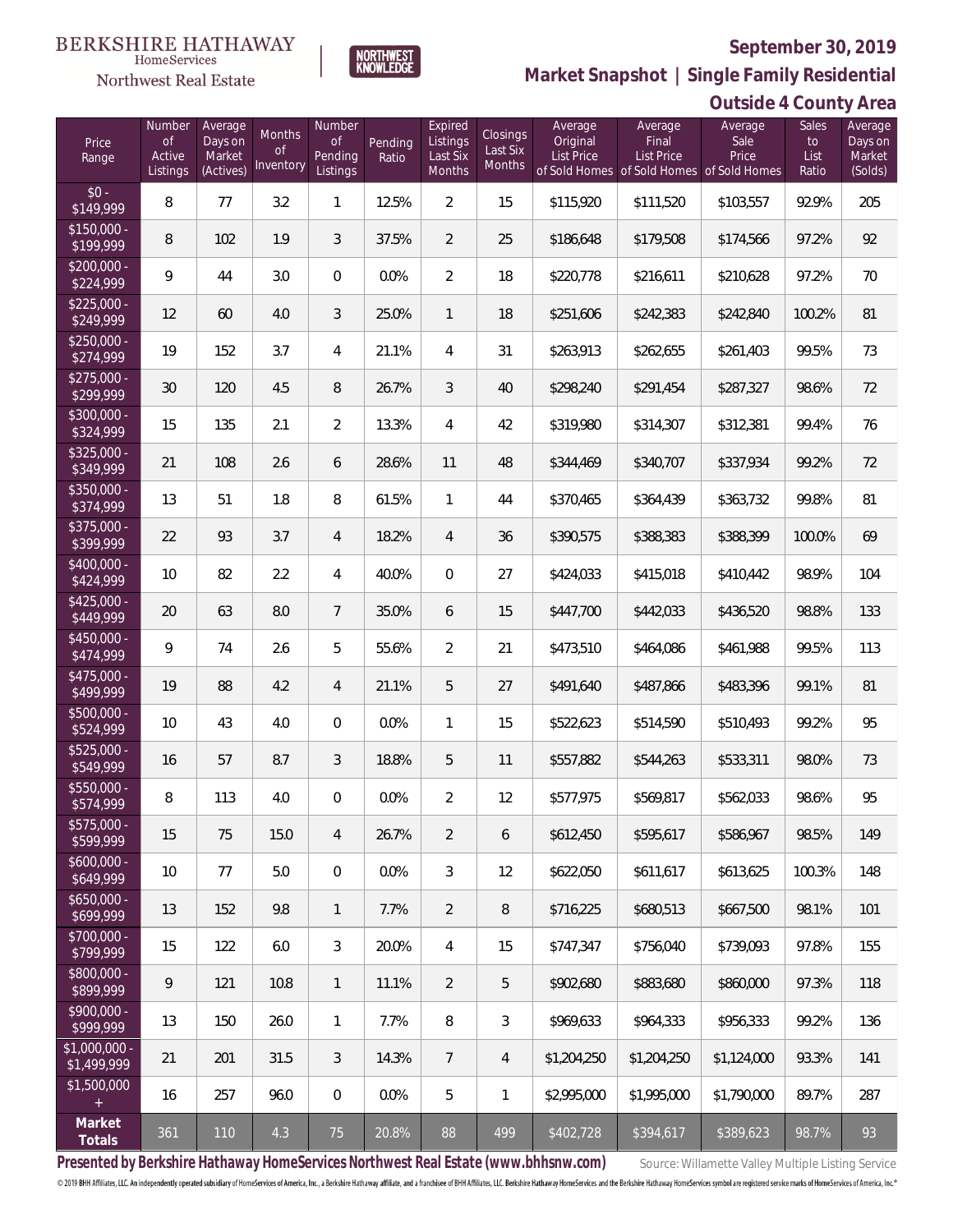BERKSHIRE HATHAWAY HomeServices Northwest Real Estate

NORTHWEST KNOWLEDGE

## September 30, 2019

## Market Snapshot | Single Family Residential

## Outside 4 County Area

| Price Range | Number of Active Listings | Average Days on Market (Actives) | Months of Inventory | Number of Pending Listings | Pending Ratio | Expired Listings Last Six Months | Closings Last Six Months | Average Original List Price of Sold Homes | Average Final List Price of Sold Homes | Average Sale Price of Sold Homes | Sales to List Ratio | Average Days on Market (Solds) |
|---|---|---|---|---|---|---|---|---|---|---|---|---|
| $0 - $149,999 | 8 | 77 | 3.2 | 1 | 12.5% | 2 | 15 | $115,920 | $111,520 | $103,557 | 92.9% | 205 |
| $150,000 - $199,999 | 8 | 102 | 1.9 | 3 | 37.5% | 2 | 25 | $186,648 | $179,508 | $174,566 | 97.2% | 92 |
| $200,000 - $224,999 | 9 | 44 | 3.0 | 0 | 0.0% | 2 | 18 | $220,778 | $216,611 | $210,628 | 97.2% | 70 |
| $225,000 - $249,999 | 12 | 60 | 4.0 | 3 | 25.0% | 1 | 18 | $251,606 | $242,383 | $242,840 | 100.2% | 81 |
| $250,000 - $274,999 | 19 | 152 | 3.7 | 4 | 21.1% | 4 | 31 | $263,913 | $262,655 | $261,403 | 99.5% | 73 |
| $275,000 - $299,999 | 30 | 120 | 4.5 | 8 | 26.7% | 3 | 40 | $298,240 | $291,454 | $287,327 | 98.6% | 72 |
| $300,000 - $324,999 | 15 | 135 | 2.1 | 2 | 13.3% | 4 | 42 | $319,980 | $314,307 | $312,381 | 99.4% | 76 |
| $325,000 - $349,999 | 21 | 108 | 2.6 | 6 | 28.6% | 11 | 48 | $344,469 | $340,707 | $337,934 | 99.2% | 72 |
| $350,000 - $374,999 | 13 | 51 | 1.8 | 8 | 61.5% | 1 | 44 | $370,465 | $364,439 | $363,732 | 99.8% | 81 |
| $375,000 - $399,999 | 22 | 93 | 3.7 | 4 | 18.2% | 4 | 36 | $390,575 | $388,383 | $388,399 | 100.0% | 69 |
| $400,000 - $424,999 | 10 | 82 | 2.2 | 4 | 40.0% | 0 | 27 | $424,033 | $415,018 | $410,442 | 98.9% | 104 |
| $425,000 - $449,999 | 20 | 63 | 8.0 | 7 | 35.0% | 6 | 15 | $447,700 | $442,033 | $436,520 | 98.8% | 133 |
| $450,000 - $474,999 | 9 | 74 | 2.6 | 5 | 55.6% | 2 | 21 | $473,510 | $464,086 | $461,988 | 99.5% | 113 |
| $475,000 - $499,999 | 19 | 88 | 4.2 | 4 | 21.1% | 5 | 27 | $491,640 | $487,866 | $483,396 | 99.1% | 81 |
| $500,000 - $524,999 | 10 | 43 | 4.0 | 0 | 0.0% | 1 | 15 | $522,623 | $514,590 | $510,493 | 99.2% | 95 |
| $525,000 - $549,999 | 16 | 57 | 8.7 | 3 | 18.8% | 5 | 11 | $557,882 | $544,263 | $533,311 | 98.0% | 73 |
| $550,000 - $574,999 | 8 | 113 | 4.0 | 0 | 0.0% | 2 | 12 | $577,975 | $569,817 | $562,033 | 98.6% | 95 |
| $575,000 - $599,999 | 15 | 75 | 15.0 | 4 | 26.7% | 2 | 6 | $612,450 | $595,617 | $586,967 | 98.5% | 149 |
| $600,000 - $649,999 | 10 | 77 | 5.0 | 0 | 0.0% | 3 | 12 | $622,050 | $611,617 | $613,625 | 100.3% | 148 |
| $650,000 - $699,999 | 13 | 152 | 9.8 | 1 | 7.7% | 2 | 8 | $716,225 | $680,513 | $667,500 | 98.1% | 101 |
| $700,000 - $799,999 | 15 | 122 | 6.0 | 3 | 20.0% | 4 | 15 | $747,347 | $756,040 | $739,093 | 97.8% | 155 |
| $800,000 - $899,999 | 9 | 121 | 10.8 | 1 | 11.1% | 2 | 5 | $902,680 | $883,680 | $860,000 | 97.3% | 118 |
| $900,000 - $999,999 | 13 | 150 | 26.0 | 1 | 7.7% | 8 | 3 | $969,633 | $964,333 | $956,333 | 99.2% | 136 |
| $1,000,000 - $1,499,999 | 21 | 201 | 31.5 | 3 | 14.3% | 7 | 4 | $1,204,250 | $1,204,250 | $1,124,000 | 93.3% | 141 |
| $1,500,000 + | 16 | 257 | 96.0 | 0 | 0.0% | 5 | 1 | $2,995,000 | $1,995,000 | $1,790,000 | 89.7% | 287 |
| **Market Totals** | 361 | 110 | 4.3 | 75 | 20.8% | 88 | 499 | $402,728 | $394,617 | $389,623 | 98.7% | 93 |

**Presented by Berkshire Hathaway HomeServices Northwest Real Estate (www.bhhsnw.com)**

Source: Willamette Valley Multiple Listing Service

© 2019 BHH Affiliates, LLC. An independently operated subsidiary of HomeServices of America, Inc., a Berkshire Hathaway affiliate, and a franchisee of BHH Affiliates, LLC. Berkshire Hathaway HomeServices and the Berkshire Hathaway HomeServices symbol are registered service marks of HomeServices of America, Inc.®